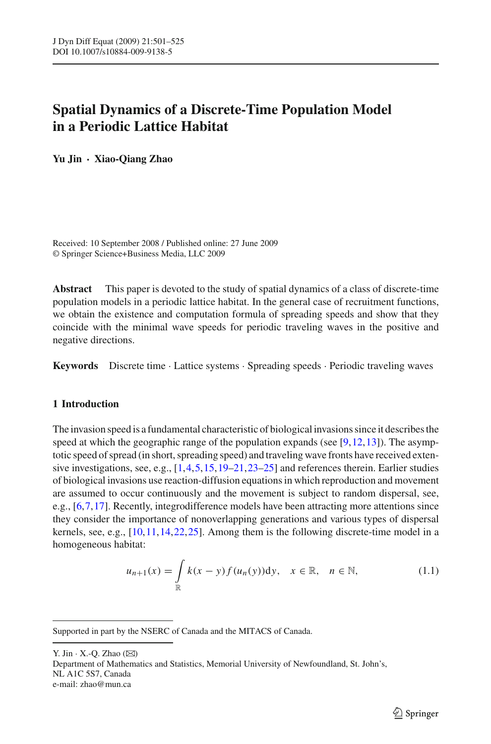# Spatial Dynamics of a Discrete-Time Population Model in a Periodic Lattice Habitat

**Yu Jin · Xiao-Qiang Zhao**

Received: 10 September 2008 / Published online: 27 June 2009
© Springer Science+Business Media, LLC 2009

**Abstract** This paper is devoted to the study of spatial dynamics of a class of discrete-time population models in a periodic lattice habitat. In the general case of recruitment functions, we obtain the existence and computation formula of spreading speeds and show that they coincide with the minimal wave speeds for periodic traveling waves in the positive and negative directions.

**Keywords** Discrete time · Lattice systems · Spreading speeds · Periodic traveling waves

## 1 Introduction

The invasion speed is a fundamental characteristic of biological invasions since it describes the speed at which the geographic range of the population expands (see [9,12,13]). The asymptotic speed of spread (in short, spreading speed) and traveling wave fronts have received extensive investigations, see, e.g., [1,4,5,15,19–21,23–25] and references therein. Earlier studies of biological invasions use reaction-diffusion equations in which reproduction and movement are assumed to occur continuously and the movement is subject to random dispersal, see, e.g., [6,7,17]. Recently, integrodifference models have been attracting more attentions since they consider the importance of nonoverlapping generations and various types of dispersal kernels, see, e.g., [10,11,14,22,25]. Among them is the following discrete-time model in a homogeneous habitat:

$$u_{n+1}(x) = \int_{\mathbb{R}} k(x-y) f(u_n(y)) \mathrm{d}y, \quad x \in \mathbb{R}, \quad n \in \mathbb{N}, \tag{1.1}$$

---

Supported in part by the NSERC of Canada and the MITACS of Canada.

Y. Jin · X.-Q. Zhao (✉)
Department of Mathematics and Statistics, Memorial University of Newfoundland, St. John's, NL A1C 5S7, Canada
e-mail: zhao@mun.ca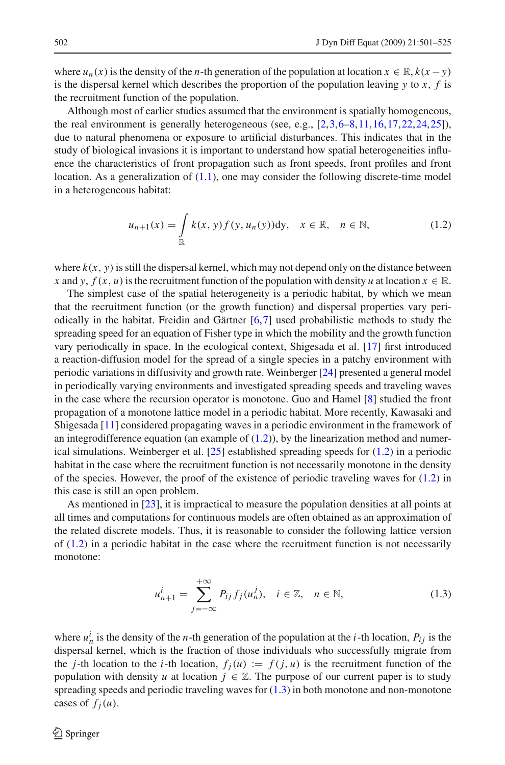where $u_n(x)$ is the density of the $n$-th generation of the population at location $x \in \mathbb{R}$, $k(x-y)$ is the dispersal kernel which describes the proportion of the population leaving $y$ to $x$, $f$ is the recruitment function of the population.

Although most of earlier studies assumed that the environment is spatially homogeneous, the real environment is generally heterogeneous (see, e.g., [2,3,6–8,11,16,17,22,24,25]), due to natural phenomena or exposure to artificial disturbances. This indicates that in the study of biological invasions it is important to understand how spatial heterogeneities influence the characteristics of front propagation such as front speeds, front profiles and front location. As a generalization of (1.1), one may consider the following discrete-time model in a heterogeneous habitat:

$$u_{n+1}(x) = \int_{\mathbb{R}} k(x, y) f(y, u_n(y)) \mathrm{d}y, \quad x \in \mathbb{R}, \quad n \in \mathbb{N}, \tag{1.2}$$

where $k(x, y)$ is still the dispersal kernel, which may not depend only on the distance between $x$ and $y$, $f(x, u)$ is the recruitment function of the population with density $u$ at location $x \in \mathbb{R}$.

The simplest case of the spatial heterogeneity is a periodic habitat, by which we mean that the recruitment function (or the growth function) and dispersal properties vary periodically in the habitat. Freidin and Gärtner [6,7] used probabilistic methods to study the spreading speed for an equation of Fisher type in which the mobility and the growth function vary periodically in space. In the ecological context, Shigesada et al. [17] first introduced a reaction-diffusion model for the spread of a single species in a patchy environment with periodic variations in diffusivity and growth rate. Weinberger [24] presented a general model in periodically varying environments and investigated spreading speeds and traveling waves in the case where the recursion operator is monotone. Guo and Hamel [8] studied the front propagation of a monotone lattice model in a periodic habitat. More recently, Kawasaki and Shigesada [11] considered propagating waves in a periodic environment in the framework of an integrodifference equation (an example of (1.2)), by the linearization method and numerical simulations. Weinberger et al. [25] established spreading speeds for (1.2) in a periodic habitat in the case where the recruitment function is not necessarily monotone in the density of the species. However, the proof of the existence of periodic traveling waves for (1.2) in this case is still an open problem.

As mentioned in [23], it is impractical to measure the population densities at all points at all times and computations for continuous models are often obtained as an approximation of the related discrete models. Thus, it is reasonable to consider the following lattice version of (1.2) in a periodic habitat in the case where the recruitment function is not necessarily monotone:

$$u_{n+1}^i = \sum_{j=-\infty}^{+\infty} P_{ij} f_j(u_n^j), \quad i \in \mathbb{Z}, \quad n \in \mathbb{N}, \tag{1.3}$$

where $u_n^i$ is the density of the $n$-th generation of the population at the $i$-th location, $P_{ij}$ is the dispersal kernel, which is the fraction of those individuals who successfully migrate from the $j$-th location to the $i$-th location, $f_j(u) := f(j, u)$ is the recruitment function of the population with density $u$ at location $j \in \mathbb{Z}$. The purpose of our current paper is to study spreading speeds and periodic traveling waves for (1.3) in both monotone and non-monotone cases of $f_j(u)$.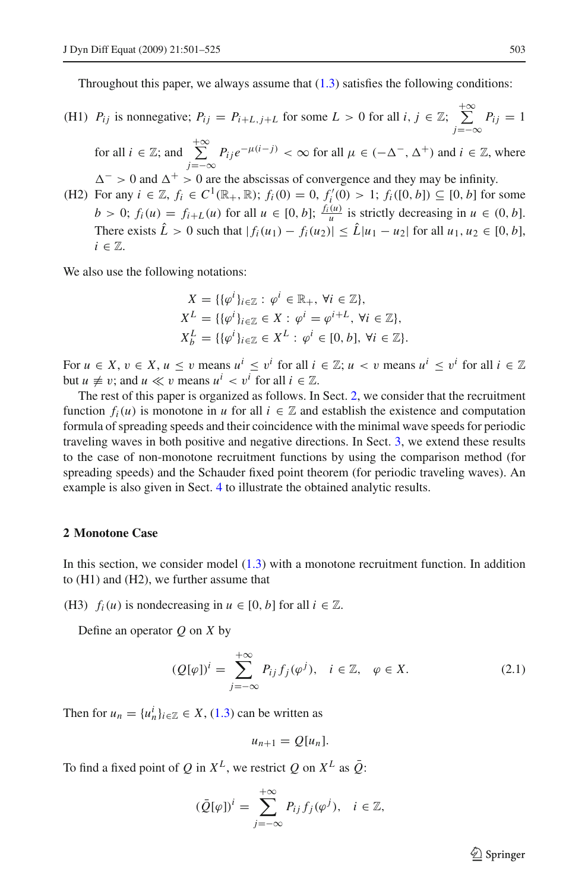Throughout this paper, we always assume that (1.3) satisfies the following conditions:

(H1) $P_{ij}$ is nonnegative; $P_{ij} = P_{i+L,j+L}$ for some $L > 0$ for all $i, j \in \mathbb{Z}$; $\sum_{j=-\infty}^{+\infty} P_{ij} = 1$ for all $i \in \mathbb{Z}$; and $\sum_{j=-\infty}^{+\infty} P_{ij} e^{-\mu(i-j)} < \infty$ for all $\mu \in (-\Delta^-, \Delta^+)$ and $i \in \mathbb{Z}$, where $\Delta^- > 0$ and $\Delta^+ > 0$ are the abscissas of convergence and they may be infinity.

(H2) For any $i \in \mathbb{Z}$, $f_i \in C^1(\mathbb{R}_+, \mathbb{R})$; $f_i(0) = 0$, $f_i'(0) > 1$; $f_i([0, b]) \subseteq [0, b]$ for some $b > 0$; $f_i(u) = f_{i+L}(u)$ for all $u \in [0, b]$; $\frac{f_i(u)}{u}$ is strictly decreasing in $u \in (0, b]$. There exists $\hat{L} > 0$ such that $|f_i(u_1) - f_i(u_2)| \le \hat{L}|u_1 - u_2|$ for all $u_1, u_2 \in [0, b]$, $i \in \mathbb{Z}$.

We also use the following notations:

$$
\begin{aligned}
X &= \{\{\varphi^i\}_{i\in\mathbb{Z}} : \varphi^i \in \mathbb{R}_+,\ \forall i \in \mathbb{Z}\},\\
X^L &= \{\{\varphi^i\}_{i\in\mathbb{Z}} \in X : \varphi^i = \varphi^{i+L},\ \forall i \in \mathbb{Z}\},\\
X_b^L &= \{\{\varphi^i\}_{i\in\mathbb{Z}} \in X^L : \varphi^i \in [0, b],\ \forall i \in \mathbb{Z}\}.
\end{aligned}
$$

For $u \in X$, $v \in X$, $u \le v$ means $u^i \le v^i$ for all $i \in \mathbb{Z}$; $u < v$ means $u^i \le v^i$ for all $i \in \mathbb{Z}$ but $u \not\equiv v$; and $u \ll v$ means $u^i < v^i$ for all $i \in \mathbb{Z}$.

The rest of this paper is organized as follows. In Sect. 2, we consider that the recruitment function $f_i(u)$ is monotone in $u$ for all $i \in \mathbb{Z}$ and establish the existence and computation formula of spreading speeds and their coincidence with the minimal wave speeds for periodic traveling waves in both positive and negative directions. In Sect. 3, we extend these results to the case of non-monotone recruitment functions by using the comparison method (for spreading speeds) and the Schauder fixed point theorem (for periodic traveling waves). An example is also given in Sect. 4 to illustrate the obtained analytic results.

## 2 Monotone Case

In this section, we consider model (1.3) with a monotone recruitment function. In addition to (H1) and (H2), we further assume that

(H3) $f_i(u)$ is nondecreasing in $u \in [0, b]$ for all $i \in \mathbb{Z}$.

Define an operator $Q$ on $X$ by

$$
(Q[\varphi])^i = \sum_{j=-\infty}^{+\infty} P_{ij} f_j(\varphi^j), \quad i \in \mathbb{Z}, \quad \varphi \in X. \tag{2.1}
$$

Then for $u_n = \{u_n^i\}_{i\in\mathbb{Z}} \in X$, (1.3) can be written as

$$
u_{n+1} = Q[u_n].
$$

To find a fixed point of $Q$ in $X^L$, we restrict $Q$ on $X^L$ as $\bar{Q}$:

$$
(\bar{Q}[\varphi])^i = \sum_{j=-\infty}^{+\infty} P_{ij} f_j(\varphi^j), \quad i \in \mathbb{Z},
$$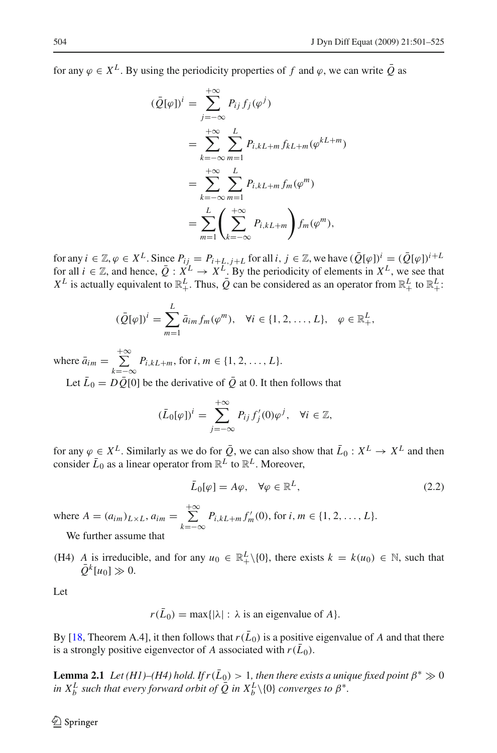for any $\varphi \in X^L$. By using the periodicity properties of $f$ and $\varphi$, we can write $\bar{Q}$ as

$$
\begin{aligned}
(\bar{Q}[\varphi])^i &= \sum_{j=-\infty}^{+\infty} P_{ij} f_j(\varphi^j) \\
&= \sum_{k=-\infty}^{+\infty} \sum_{m=1}^{L} P_{i,kL+m} f_{kL+m}(\varphi^{kL+m}) \\
&= \sum_{k=-\infty}^{+\infty} \sum_{m=1}^{L} P_{i,kL+m} f_m(\varphi^m) \\
&= \sum_{m=1}^{L} \left( \sum_{k=-\infty}^{+\infty} P_{i,kL+m} \right) f_m(\varphi^m),
\end{aligned}
$$

for any $i \in \mathbb{Z}, \varphi \in X^L$. Since $P_{ij} = P_{i+L,j+L}$ for all $i, j \in \mathbb{Z}$, we have $(\bar{Q}[\varphi])^i = (\bar{Q}[\varphi])^{i+L}$ for all $i \in \mathbb{Z}$, and hence, $\bar{Q} : X^L \to X^L$. By the periodicity of elements in $X^L$, we see that $X^L$ is actually equivalent to $\mathbb{R}_+^L$. Thus, $\bar{Q}$ can be considered as an operator from $\mathbb{R}_+^L$ to $\mathbb{R}_+^L$:

$$
(\bar{Q}[\varphi])^i = \sum_{m=1}^{L} \bar{a}_{im} f_m(\varphi^m), \quad \forall i \in \{1, 2, \ldots, L\}, \quad \varphi \in \mathbb{R}_+^L,
$$

where $\bar{a}_{im} = \sum_{k=-\infty}^{+\infty} P_{i,kL+m}$, for $i, m \in \{1, 2, \ldots, L\}$.

Let $\bar{L}_0 = D\bar{Q}[0]$ be the derivative of $\bar{Q}$ at 0. It then follows that

$$
(\bar{L}_0[\varphi])^i = \sum_{j=-\infty}^{+\infty} P_{ij} f_j'(0)\varphi^j, \quad \forall i \in \mathbb{Z},
$$

for any $\varphi \in X^L$. Similarly as we do for $\bar{Q}$, we can also show that $\bar{L}_0 : X^L \to X^L$ and then consider $\bar{L}_0$ as a linear operator from $\mathbb{R}^L$ to $\mathbb{R}^L$. Moreover,

$$
\bar{L}_0[\varphi] = A\varphi, \quad \forall \varphi \in \mathbb{R}^L, \tag{2.2}
$$

where $A = (a_{im})_{L \times L}$, $a_{im} = \sum_{k=-\infty}^{+\infty} P_{i,kL+m} f_m'(0)$, for $i, m \in \{1, 2, \ldots, L\}$.

We further assume that

(H4) $A$ is irreducible, and for any $u_0 \in \mathbb{R}_+^L \setminus \{0\}$, there exists $k = k(u_0) \in \mathbb{N}$, such that $\bar{Q}^k[u_0] \gg 0$.

Let

$$
r(\bar{L}_0) = \max\{|\lambda| : \lambda \text{ is an eigenvalue of } A\}.
$$

By [18, Theorem A.4], it then follows that $r(\bar{L}_0)$ is a positive eigenvalue of $A$ and that there is a strongly positive eigenvector of $A$ associated with $r(\bar{L}_0)$.

**Lemma 2.1** *Let (H1)–(H4) hold. If $r(\bar{L}_0) > 1$, then there exists a unique fixed point $\beta^* \gg 0$ in $X_b^L$ such that every forward orbit of $\bar{Q}$ in $X_b^L \setminus \{0\}$ converges to $\beta^*$.*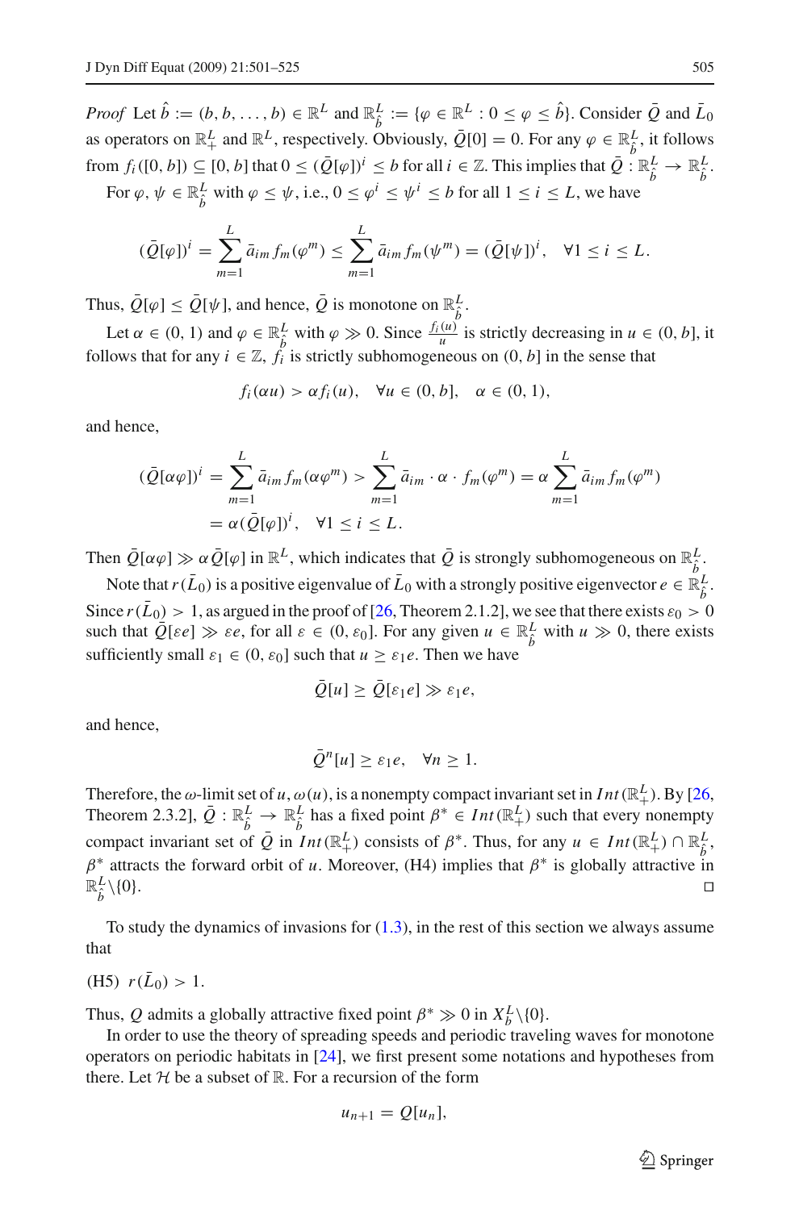*Proof* Let $\hat{b} := (b, b, \ldots, b) \in \mathbb{R}^L$ and $\mathbb{R}^L_{\hat{b}} := \{\varphi \in \mathbb{R}^L : 0 \leq \varphi \leq \hat{b}\}$. Consider $\bar{Q}$ and $\bar{L}_0$ as operators on $\mathbb{R}^L_+$ and $\mathbb{R}^L$, respectively. Obviously, $\bar{Q}[0] = 0$. For any $\varphi \in \mathbb{R}^L_{\hat{b}}$, it follows from $f_i([0, b]) \subseteq [0, b]$ that $0 \leq (\bar{Q}[\varphi])^i \leq b$ for all $i \in \mathbb{Z}$. This implies that $\bar{Q} : \mathbb{R}^L_{\hat{b}} \to \mathbb{R}^L_{\hat{b}}$.

For $\varphi, \psi \in \mathbb{R}^L_{\hat{b}}$ with $\varphi \leq \psi$, i.e., $0 \leq \varphi^i \leq \psi^i \leq b$ for all $1 \leq i \leq L$, we have

$$(\bar{Q}[\varphi])^i = \sum_{m=1}^{L} \bar{a}_{im} f_m(\varphi^m) \leq \sum_{m=1}^{L} \bar{a}_{im} f_m(\psi^m) = (\bar{Q}[\psi])^i, \quad \forall 1 \leq i \leq L.$$

Thus, $\bar{Q}[\varphi] \leq \bar{Q}[\psi]$, and hence, $\bar{Q}$ is monotone on $\mathbb{R}^L_{\hat{b}}$.

Let $\alpha \in (0, 1)$ and $\varphi \in \mathbb{R}^L_{\hat{b}}$ with $\varphi \gg 0$. Since $\frac{f_i(u)}{u}$ is strictly decreasing in $u \in (0, b]$, it follows that for any $i \in \mathbb{Z}$, $f_i$ is strictly subhomogeneous on $(0, b]$ in the sense that

$$f_i(\alpha u) > \alpha f_i(u), \quad \forall u \in (0, b], \quad \alpha \in (0, 1),$$

and hence,

$$\begin{aligned}
(\bar{Q}[\alpha\varphi])^i &= \sum_{m=1}^{L} \bar{a}_{im} f_m(\alpha\varphi^m) > \sum_{m=1}^{L} \bar{a}_{im} \cdot \alpha \cdot f_m(\varphi^m) = \alpha \sum_{m=1}^{L} \bar{a}_{im} f_m(\varphi^m) \\
&= \alpha(\bar{Q}[\varphi])^i, \quad \forall 1 \leq i \leq L.
\end{aligned}$$

Then $\bar{Q}[\alpha\varphi] \gg \alpha\bar{Q}[\varphi]$ in $\mathbb{R}^L$, which indicates that $\bar{Q}$ is strongly subhomogeneous on $\mathbb{R}^L_{\hat{b}}$.

Note that $r(\bar{L}_0)$ is a positive eigenvalue of $\bar{L}_0$ with a strongly positive eigenvector $e \in \mathbb{R}^L_{\hat{b}}$. Since $r(\bar{L}_0) > 1$, as argued in the proof of [26, Theorem 2.1.2], we see that there exists $\varepsilon_0 > 0$ such that $\bar{Q}[\varepsilon e] \gg \varepsilon e$, for all $\varepsilon \in (0, \varepsilon_0]$. For any given $u \in \mathbb{R}^L_{\hat{b}}$ with $u \gg 0$, there exists sufficiently small $\varepsilon_1 \in (0, \varepsilon_0]$ such that $u \geq \varepsilon_1 e$. Then we have

$$\bar{Q}[u] \geq \bar{Q}[\varepsilon_1 e] \gg \varepsilon_1 e,$$

and hence,

$$\bar{Q}^n[u] \geq \varepsilon_1 e, \quad \forall n \geq 1.$$

Therefore, the $\omega$-limit set of $u$, $\omega(u)$, is a nonempty compact invariant set in $Int(\mathbb{R}^L_+)$. By [26, Theorem 2.3.2], $\bar{Q} : \mathbb{R}^L_{\hat{b}} \to \mathbb{R}^L_{\hat{b}}$ has a fixed point $\beta^* \in Int(\mathbb{R}^L_+)$ such that every nonempty compact invariant set of $\bar{Q}$ in $Int(\mathbb{R}^L_+)$ consists of $\beta^*$. Thus, for any $u \in Int(\mathbb{R}^L_+) \cap \mathbb{R}^L_{\hat{b}}$, $\beta^*$ attracts the forward orbit of $u$. Moreover, (H4) implies that $\beta^*$ is globally attractive in $\mathbb{R}^L_{\hat{b}} \backslash \{0\}$. □

To study the dynamics of invasions for (1.3), in the rest of this section we always assume that

(H5) $r(\bar{L}_0) > 1$.

Thus, $Q$ admits a globally attractive fixed point $\beta^* \gg 0$ in $X^L_b \backslash \{0\}$.

In order to use the theory of spreading speeds and periodic traveling waves for monotone operators on periodic habitats in [24], we first present some notations and hypotheses from there. Let $\mathcal{H}$ be a subset of $\mathbb{R}$. For a recursion of the form

$$u_{n+1} = Q[u_n],$$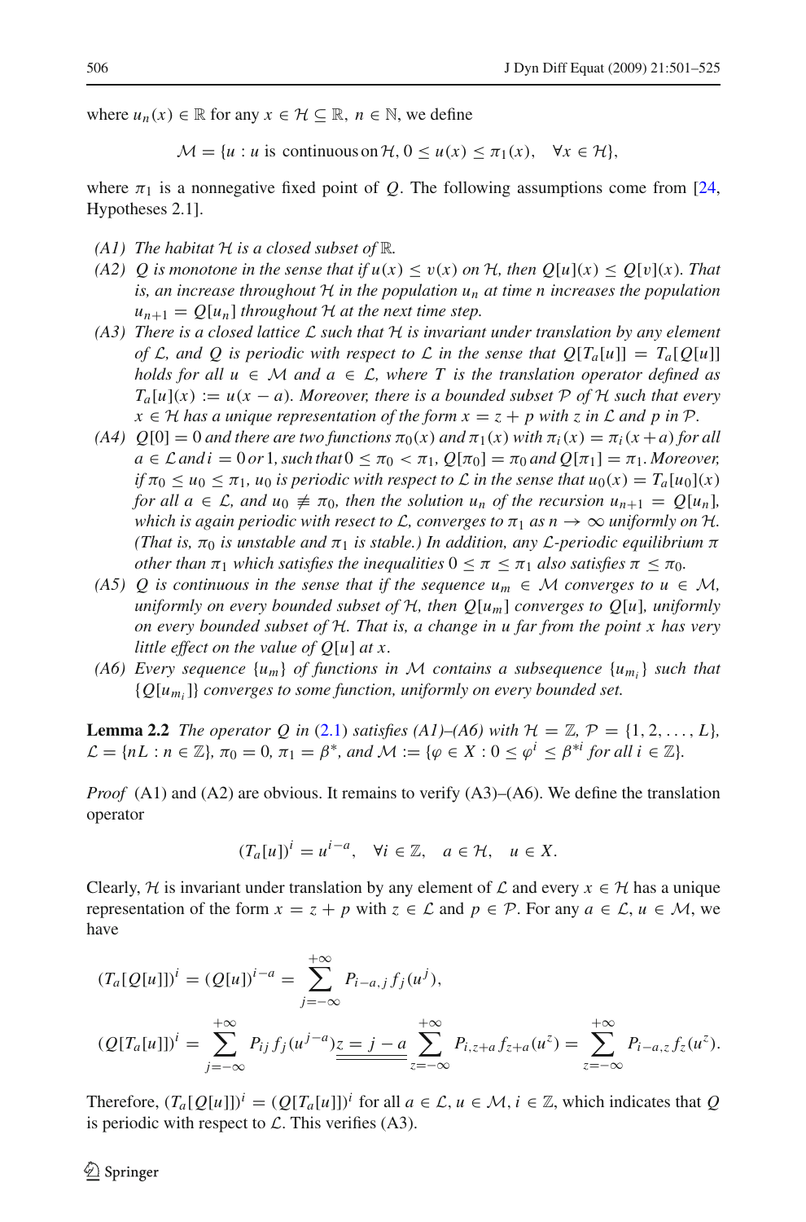where $u_n(x) \in \mathbb{R}$ for any $x \in \mathcal{H} \subseteq \mathbb{R}$, $n \in \mathbb{N}$, we define

$$\mathcal{M} = \{u : u \text{ is continuous on } \mathcal{H},\ 0 \le u(x) \le \pi_1(x), \quad \forall x \in \mathcal{H}\},$$

where $\pi_1$ is a nonnegative fixed point of $Q$. The following assumptions come from [24, Hypotheses 2.1].

- *(A1) The habitat $\mathcal{H}$ is a closed subset of $\mathbb{R}$.*
- *(A2) $Q$ is monotone in the sense that if $u(x) \le v(x)$ on $\mathcal{H}$, then $Q[u](x) \le Q[v](x)$. That is, an increase throughout $\mathcal{H}$ in the population $u_n$ at time $n$ increases the population $u_{n+1} = Q[u_n]$ throughout $\mathcal{H}$ at the next time step.*
- *(A3) There is a closed lattice $\mathcal{L}$ such that $\mathcal{H}$ is invariant under translation by any element of $\mathcal{L}$, and $Q$ is periodic with respect to $\mathcal{L}$ in the sense that $Q[T_a[u]] = T_a[Q[u]]$ holds for all $u \in \mathcal{M}$ and $a \in \mathcal{L}$, where $T$ is the translation operator defined as $T_a[u](x) := u(x - a)$. Moreover, there is a bounded subset $\mathcal{P}$ of $\mathcal{H}$ such that every $x \in \mathcal{H}$ has a unique representation of the form $x = z + p$ with $z$ in $\mathcal{L}$ and $p$ in $\mathcal{P}$.*
- *(A4) $Q[0] = 0$ and there are two functions $\pi_0(x)$ and $\pi_1(x)$ with $\pi_i(x) = \pi_i(x+a)$ for all $a \in \mathcal{L}$ and $i = 0$ or $1$, such that $0 \le \pi_0 < \pi_1$, $Q[\pi_0] = \pi_0$ and $Q[\pi_1] = \pi_1$. Moreover, if $\pi_0 \le u_0 \le \pi_1$, $u_0$ is periodic with respect to $\mathcal{L}$ in the sense that $u_0(x) = T_a[u_0](x)$ for all $a \in \mathcal{L}$, and $u_0 \not\equiv \pi_0$, then the solution $u_n$ of the recursion $u_{n+1} = Q[u_n]$, which is again periodic with resect to $\mathcal{L}$, converges to $\pi_1$ as $n \to \infty$ uniformly on $\mathcal{H}$. (That is, $\pi_0$ is unstable and $\pi_1$ is stable.) In addition, any $\mathcal{L}$-periodic equilibrium $\pi$ other than $\pi_1$ which satisfies the inequalities $0 \le \pi \le \pi_1$ also satisfies $\pi \le \pi_0$.*
- *(A5) $Q$ is continuous in the sense that if the sequence $u_m \in \mathcal{M}$ converges to $u \in \mathcal{M}$, uniformly on every bounded subset of $\mathcal{H}$, then $Q[u_m]$ converges to $Q[u]$, uniformly on every bounded subset of $\mathcal{H}$. That is, a change in $u$ far from the point $x$ has very little effect on the value of $Q[u]$ at $x$.*
- *(A6) Every sequence $\{u_m\}$ of functions in $\mathcal{M}$ contains a subsequence $\{u_{m_i}\}$ such that $\{Q[u_{m_i}]\}$ converges to some function, uniformly on every bounded set.*

**Lemma 2.2** *The operator $Q$ in (2.1) satisfies (A1)–(A6) with $\mathcal{H} = \mathbb{Z}$, $\mathcal{P} = \{1, 2, \ldots, L\}$, $\mathcal{L} = \{nL : n \in \mathbb{Z}\}$, $\pi_0 = 0$, $\pi_1 = \beta^*$, and $\mathcal{M} := \{\varphi \in X : 0 \le \varphi^i \le \beta^{*i}$ for all $i \in \mathbb{Z}\}$.*

*Proof* (A1) and (A2) are obvious. It remains to verify (A3)–(A6). We define the translation operator

$$(T_a[u])^i = u^{i-a}, \quad \forall i \in \mathbb{Z}, \quad a \in \mathcal{H}, \quad u \in X.$$

Clearly, $\mathcal{H}$ is invariant under translation by any element of $\mathcal{L}$ and every $x \in \mathcal{H}$ has a unique representation of the form $x = z + p$ with $z \in \mathcal{L}$ and $p \in \mathcal{P}$. For any $a \in \mathcal{L}$, $u \in \mathcal{M}$, we have

$$(T_a[Q[u]])^i = (Q[u])^{i-a} = \sum_{j=-\infty}^{+\infty} P_{i-a,j} f_j(u^j),$$

$$(Q[T_a[u]])^i = \sum_{j=-\infty}^{+\infty} P_{ij} f_j(u^{j-a}) \underline{\underline{z = j - a}} \sum_{z=-\infty}^{+\infty} P_{i,z+a} f_{z+a}(u^z) = \sum_{z=-\infty}^{+\infty} P_{i-a,z} f_z(u^z).$$

Therefore, $(T_a[Q[u]])^i = (Q[T_a[u]])^i$ for all $a \in \mathcal{L}$, $u \in \mathcal{M}$, $i \in \mathbb{Z}$, which indicates that $Q$ is periodic with respect to $\mathcal{L}$. This verifies (A3).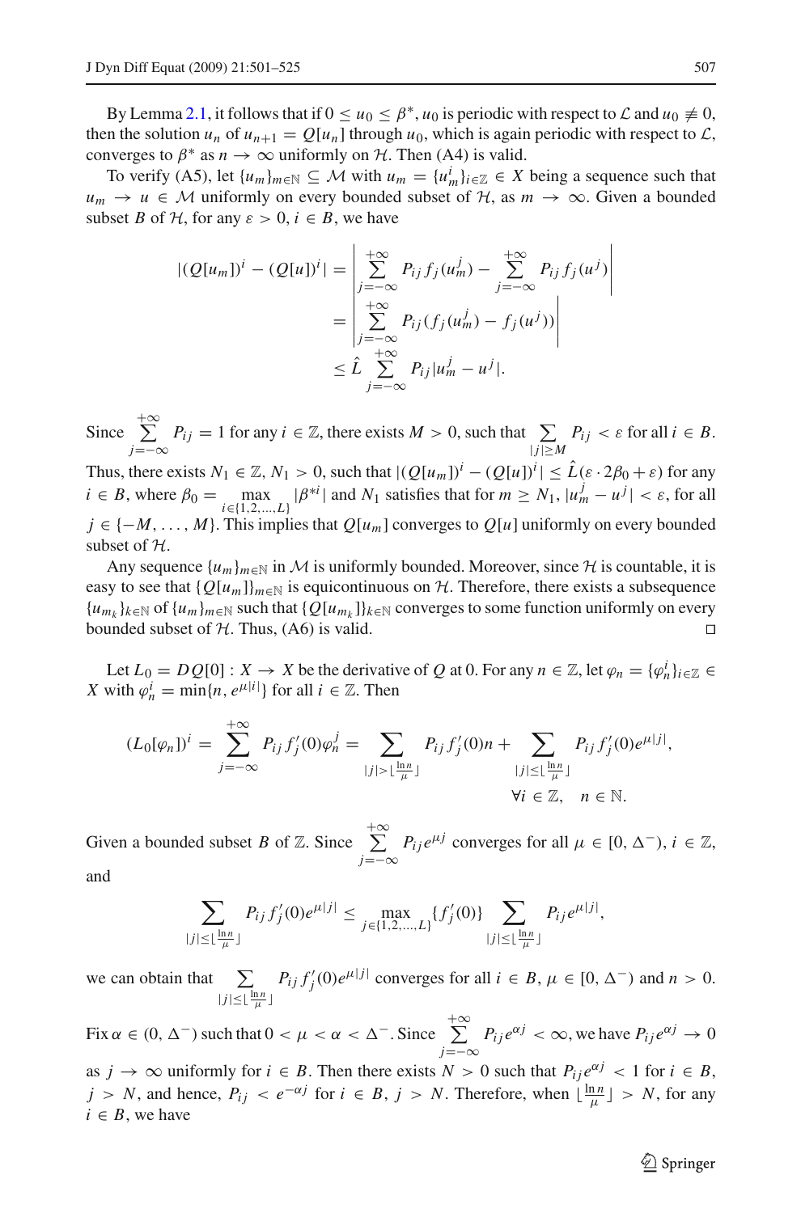By Lemma 2.1, it follows that if $0 \le u_0 \le \beta^*$, $u_0$ is periodic with respect to $\mathcal{L}$ and $u_0 \not\equiv 0$, then the solution $u_n$ of $u_{n+1} = Q[u_n]$ through $u_0$, which is again periodic with respect to $\mathcal{L}$, converges to $\beta^*$ as $n \to \infty$ uniformly on $\mathcal{H}$. Then (A4) is valid.

To verify (A5), let $\{u_m\}_{m\in\mathbb{N}} \subseteq \mathcal{M}$ with $u_m = \{u_m^i\}_{i\in\mathbb{Z}} \in X$ being a sequence such that $u_m \to u \in \mathcal{M}$ uniformly on every bounded subset of $\mathcal{H}$, as $m \to \infty$. Given a bounded subset $B$ of $\mathcal{H}$, for any $\varepsilon > 0$, $i \in B$, we have

$$
\begin{aligned}
|(Q[u_m])^i - (Q[u])^i| &= \left| \sum_{j=-\infty}^{+\infty} P_{ij} f_j(u_m^j) - \sum_{j=-\infty}^{+\infty} P_{ij} f_j(u^j) \right| \\
&= \left| \sum_{j=-\infty}^{+\infty} P_{ij} (f_j(u_m^j) - f_j(u^j)) \right| \\
&\le \hat{L} \sum_{j=-\infty}^{+\infty} P_{ij} |u_m^j - u^j|.
\end{aligned}
$$

Since $\sum_{j=-\infty}^{+\infty} P_{ij} = 1$ for any $i \in \mathbb{Z}$, there exists $M > 0$, such that $\sum_{|j|\ge M} P_{ij} < \varepsilon$ for all $i \in B$. Thus, there exists $N_1 \in \mathbb{Z}$, $N_1 > 0$, such that $|(Q[u_m])^i - (Q[u])^i| \le \hat{L}(\varepsilon \cdot 2\beta_0 + \varepsilon)$ for any $i \in B$, where $\beta_0 = \max_{i\in\{1,2,\ldots,L\}} |\beta^{*i}|$ and $N_1$ satisfies that for $m \ge N_1$, $|u_m^j - u^j| < \varepsilon$, for all $j \in \{-M, \ldots, M\}$. This implies that $Q[u_m]$ converges to $Q[u]$ uniformly on every bounded subset of $\mathcal{H}$.

Any sequence $\{u_m\}_{m\in\mathbb{N}}$ in $\mathcal{M}$ is uniformly bounded. Moreover, since $\mathcal{H}$ is countable, it is easy to see that $\{Q[u_m]\}_{m\in\mathbb{N}}$ is equicontinuous on $\mathcal{H}$. Therefore, there exists a subsequence $\{u_{m_k}\}_{k\in\mathbb{N}}$ of $\{u_m\}_{m\in\mathbb{N}}$ such that $\{Q[u_{m_k}]\}_{k\in\mathbb{N}}$ converges to some function uniformly on every bounded subset of $\mathcal{H}$. Thus, (A6) is valid. □

Let $L_0 = DQ[0] : X \to X$ be the derivative of $Q$ at 0. For any $n \in \mathbb{Z}$, let $\varphi_n = \{\varphi_n^i\}_{i\in\mathbb{Z}} \in X$ with $\varphi_n^i = \min\{n, e^{\mu|i|}\}$ for all $i \in \mathbb{Z}$. Then

$$
(L_0[\varphi_n])^i = \sum_{j=-\infty}^{+\infty} P_{ij} f_j'(0) \varphi_n^j = \sum_{|j| > \lfloor \frac{\ln n}{\mu} \rfloor} P_{ij} f_j'(0) n + \sum_{|j| \le \lfloor \frac{\ln n}{\mu} \rfloor} P_{ij} f_j'(0) e^{\mu|j|}, \quad \forall i \in \mathbb{Z}, \quad n \in \mathbb{N}.
$$

Given a bounded subset $B$ of $\mathbb{Z}$. Since $\sum_{j=-\infty}^{+\infty} P_{ij} e^{\mu j}$ converges for all $\mu \in [0, \Delta^-)$, $i \in \mathbb{Z}$, and

$$
\sum_{|j| \le \lfloor \frac{\ln n}{\mu} \rfloor} P_{ij} f_j'(0) e^{\mu|j|} \le \max_{j\in\{1,2,\ldots,L\}} \{f_j'(0)\} \sum_{|j| \le \lfloor \frac{\ln n}{\mu} \rfloor} P_{ij} e^{\mu|j|},
$$

we can obtain that $\sum_{|j| \le \lfloor \frac{\ln n}{\mu} \rfloor} P_{ij} f_j'(0) e^{\mu|j|}$ converges for all $i \in B$, $\mu \in [0, \Delta^-)$ and $n > 0$.

Fix $\alpha \in (0, \Delta^-)$ such that $0 < \mu < \alpha < \Delta^-$. Since $\sum_{j=-\infty}^{+\infty} P_{ij} e^{\alpha j} < \infty$, we have $P_{ij} e^{\alpha j} \to 0$ as $j \to \infty$ uniformly for $i \in B$. Then there exists $N > 0$ such that $P_{ij} e^{\alpha j} < 1$ for $i \in B$, $j > N$, and hence, $P_{ij} < e^{-\alpha j}$ for $i \in B$, $j > N$. Therefore, when $\lfloor \frac{\ln n}{\mu} \rfloor > N$, for any $i \in B$, we have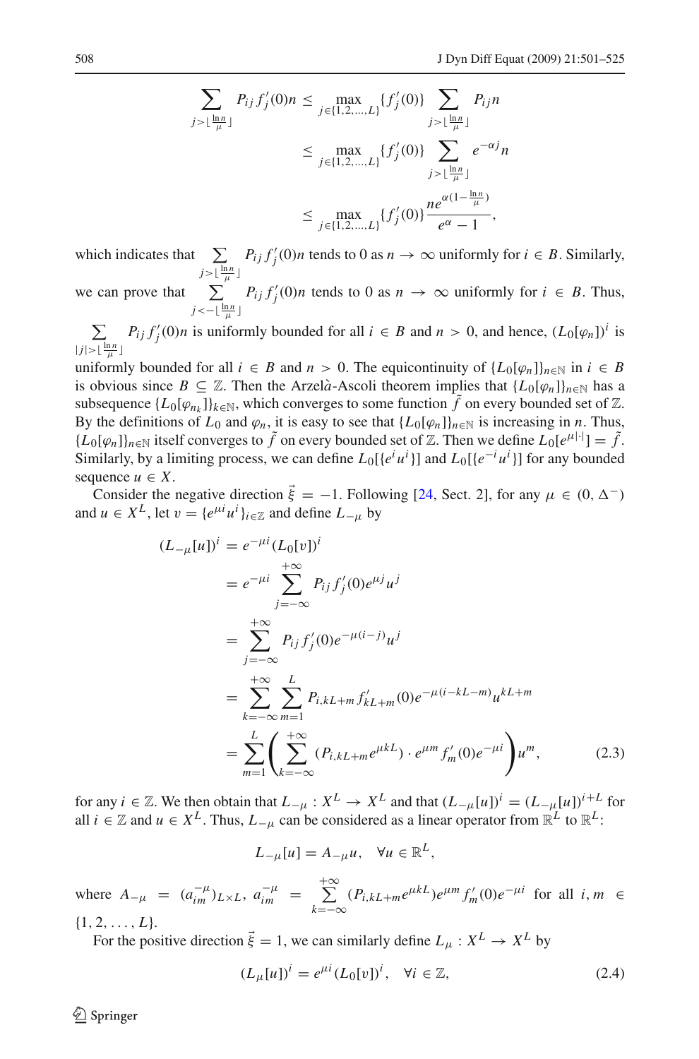$$
\begin{aligned}
\sum_{j>\lfloor \frac{\ln n}{\mu} \rfloor} P_{ij} f_j'(0) n &\leq \max_{j\in\{1,2,\ldots,L\}} \{f_j'(0)\} \sum_{j>\lfloor \frac{\ln n}{\mu} \rfloor} P_{ij} n \\
&\leq \max_{j\in\{1,2,\ldots,L\}} \{f_j'(0)\} \sum_{j>\lfloor \frac{\ln n}{\mu} \rfloor} e^{-\alpha j} n \\
&\leq \max_{j\in\{1,2,\ldots,L\}} \{f_j'(0)\} \frac{n e^{\alpha(1-\frac{\ln n}{\mu})}}{e^{\alpha}-1},
\end{aligned}
$$

which indicates that $\sum_{j>\lfloor \frac{\ln n}{\mu} \rfloor} P_{ij} f_j'(0) n$ tends to 0 as $n \to \infty$ uniformly for $i \in B$. Similarly, we can prove that $\sum_{j<-\lfloor \frac{\ln n}{\mu} \rfloor} P_{ij} f_j'(0) n$ tends to 0 as $n \to \infty$ uniformly for $i \in B$. Thus, $\sum_{|j|>\lfloor \frac{\ln n}{\mu} \rfloor} P_{ij} f_j'(0) n$ is uniformly bounded for all $i \in B$ and $n > 0$, and hence, $(L_0[\varphi_n])^i$ is uniformly bounded for all $i \in B$ and $n > 0$. The equicontinuity of $\{L_0[\varphi_n]\}_{n\in\mathbb{N}}$ in $i \in B$ is obvious since $B \subseteq \mathbb{Z}$. Then the Arzelà-Ascoli theorem implies that $\{L_0[\varphi_n]\}_{k\in\mathbb{N}}$ has a subsequence $\{L_0[\varphi_{n_k}]\}_{k\in\mathbb{N}}$, which converges to some function $\tilde{f}$ on every bounded set of $\mathbb{Z}$. By the definitions of $L_0$ and $\varphi_n$, it is easy to see that $\{L_0[\varphi_n]\}_{n\in\mathbb{N}}$ is increasing in $n$. Thus, $\{L_0[\varphi_n]\}_{n\in\mathbb{N}}$ itself converges to $\tilde{f}$ on every bounded set of $\mathbb{Z}$. Then we define $L_0[e^{\mu|\cdot|}] = \tilde{f}$. Similarly, by a limiting process, we can define $L_0[\{e^i u^i\}]$ and $L_0[\{e^{-i} u^i\}]$ for any bounded sequence $u \in X$.

Consider the negative direction $\vec{\xi} = -1$. Following [24, Sect. 2], for any $\mu \in (0, \Delta^-)$ and $u \in X^L$, let $v = \{e^{\mu i} u^i\}_{i\in\mathbb{Z}}$ and define $L_{-\mu}$ by

$$
\begin{aligned}
(L_{-\mu}[u])^i &= e^{-\mu i} (L_0[v])^i \\
&= e^{-\mu i} \sum_{j=-\infty}^{+\infty} P_{ij} f_j'(0) e^{\mu j} u^j \\
&= \sum_{j=-\infty}^{+\infty} P_{ij} f_j'(0) e^{-\mu(i-j)} u^j \\
&= \sum_{k=-\infty}^{+\infty} \sum_{m=1}^{L} P_{i,kL+m} f_{kL+m}'(0) e^{-\mu(i-kL-m)} u^{kL+m} \\
&= \sum_{m=1}^{L} \left( \sum_{k=-\infty}^{+\infty} (P_{i,kL+m} e^{\mu kL}) \cdot e^{\mu m} f_m'(0) e^{-\mu i} \right) u^m, \qquad (2.3)
\end{aligned}
$$

for any $i \in \mathbb{Z}$. We then obtain that $L_{-\mu} : X^L \to X^L$ and that $(L_{-\mu}[u])^i = (L_{-\mu}[u])^{i+L}$ for all $i \in \mathbb{Z}$ and $u \in X^L$. Thus, $L_{-\mu}$ can be considered as a linear operator from $\mathbb{R}^L$ to $\mathbb{R}^L$:

$$
L_{-\mu}[u] = A_{-\mu} u, \quad \forall u \in \mathbb{R}^L,
$$

where $A_{-\mu} = (a_{im}^{-\mu})_{L\times L}$, $a_{im}^{-\mu} = \sum_{k=-\infty}^{+\infty} (P_{i,kL+m} e^{\mu kL}) e^{\mu m} f_m'(0) e^{-\mu i}$ for all $i, m \in \{1, 2, \ldots, L\}$.

For the positive direction $\vec{\xi} = 1$, we can similarly define $L_{\mu} : X^L \to X^L$ by

$$
(L_{\mu}[u])^i = e^{\mu i} (L_0[v])^i, \quad \forall i \in \mathbb{Z}, \qquad (2.4)
$$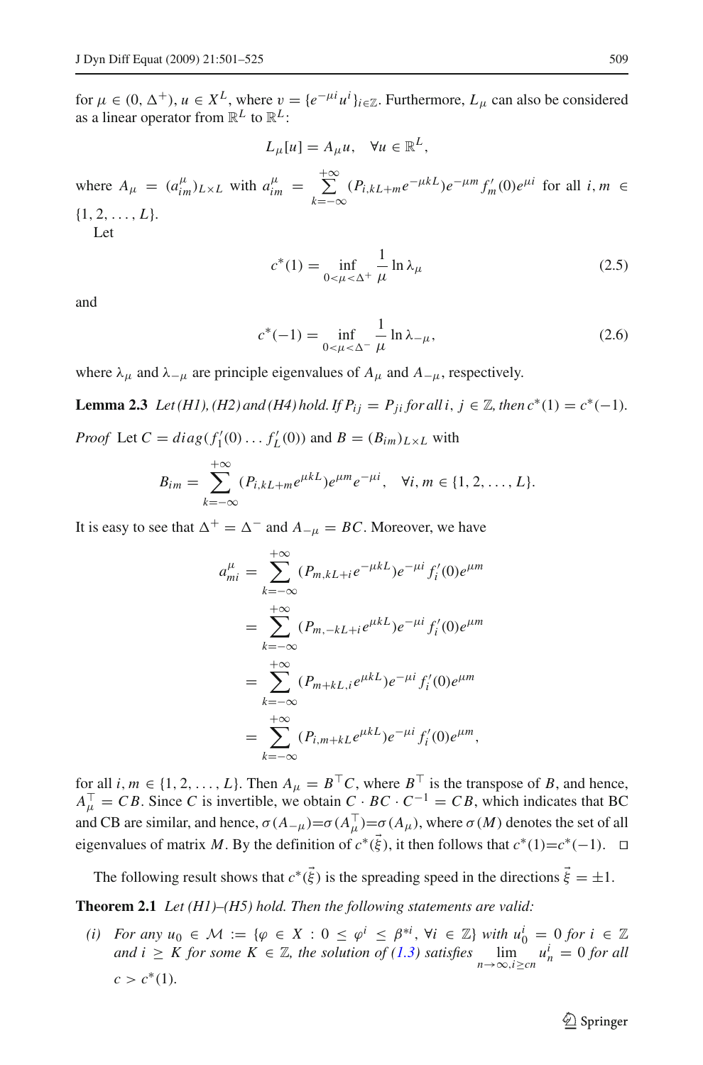for $\mu \in (0, \Delta^+)$, $u \in X^L$, where $v = \{e^{-\mu i}u^i\}_{i\in\mathbb{Z}}$. Furthermore, $L_\mu$ can also be considered as a linear operator from $\mathbb{R}^L$ to $\mathbb{R}^L$:

$$L_\mu[u] = A_\mu u, \quad \forall u \in \mathbb{R}^L,$$

where $A_\mu = (a^\mu_{im})_{L\times L}$ with $a^\mu_{im} = \sum_{k=-\infty}^{+\infty}(P_{i,kL+m}e^{-\mu kL})e^{-\mu m}f'_m(0)e^{\mu i}$ for all $i, m \in \{1, 2, \ldots, L\}$.

Let

$$c^*(1) = \inf_{0<\mu<\Delta^+} \frac{1}{\mu}\ln\lambda_\mu \tag{2.5}$$

and

$$c^*(-1) = \inf_{0<\mu<\Delta^-} \frac{1}{\mu}\ln\lambda_{-\mu}, \tag{2.6}$$

where $\lambda_\mu$ and $\lambda_{-\mu}$ are principle eigenvalues of $A_\mu$ and $A_{-\mu}$, respectively.

**Lemma 2.3** *Let (H1), (H2) and (H4) hold. If $P_{ij} = P_{ji}$ for all $i, j \in \mathbb{Z}$, then $c^*(1) = c^*(-1)$.*

*Proof* Let $C = diag(f'_1(0)\ldots f'_L(0))$ and $B = (B_{im})_{L\times L}$ with

$$B_{im} = \sum_{k=-\infty}^{+\infty}(P_{i,kL+m}e^{\mu kL})e^{\mu m}e^{-\mu i}, \quad \forall i, m \in \{1, 2, \ldots, L\}.$$

It is easy to see that $\Delta^+ = \Delta^-$ and $A_{-\mu} = BC$. Moreover, we have

$$\begin{aligned}
a^\mu_{mi} &= \sum_{k=-\infty}^{+\infty}(P_{m,kL+i}e^{-\mu kL})e^{-\mu i}f'_i(0)e^{\mu m} \\
&= \sum_{k=-\infty}^{+\infty}(P_{m,-kL+i}e^{\mu kL})e^{-\mu i}f'_i(0)e^{\mu m} \\
&= \sum_{k=-\infty}^{+\infty}(P_{m+kL,i}e^{\mu kL})e^{-\mu i}f'_i(0)e^{\mu m} \\
&= \sum_{k=-\infty}^{+\infty}(P_{i,m+kL}e^{\mu kL})e^{-\mu i}f'_i(0)e^{\mu m},
\end{aligned}$$

for all $i, m \in \{1, 2, \ldots, L\}$. Then $A_\mu = B^\top C$, where $B^\top$ is the transpose of $B$, and hence, $A^\top_\mu = CB$. Since $C$ is invertible, we obtain $C \cdot BC \cdot C^{-1} = CB$, which indicates that BC and CB are similar, and hence, $\sigma(A_{-\mu}) = \sigma(A^\top_\mu) = \sigma(A_\mu)$, where $\sigma(M)$ denotes the set of all eigenvalues of matrix $M$. By the definition of $c^*(\vec{\xi})$, it then follows that $c^*(1) = c^*(-1)$. $\square$

The following result shows that $c^*(\vec{\xi})$ is the spreading speed in the directions $\vec{\xi} = \pm 1$.

**Theorem 2.1** *Let (H1)–(H5) hold. Then the following statements are valid:*

*(i) For any $u_0 \in \mathcal{M} := \{\varphi \in X : 0 \le \varphi^i \le \beta^{*i}, \forall i \in \mathbb{Z}\}$ with $u^i_0 = 0$ for $i \in \mathbb{Z}$ and $i \ge K$ for some $K \in \mathbb{Z}$, the solution of (1.3) satisfies $\lim_{n\to\infty, i\ge cn} u^i_n = 0$ for all $c > c^*(1)$.*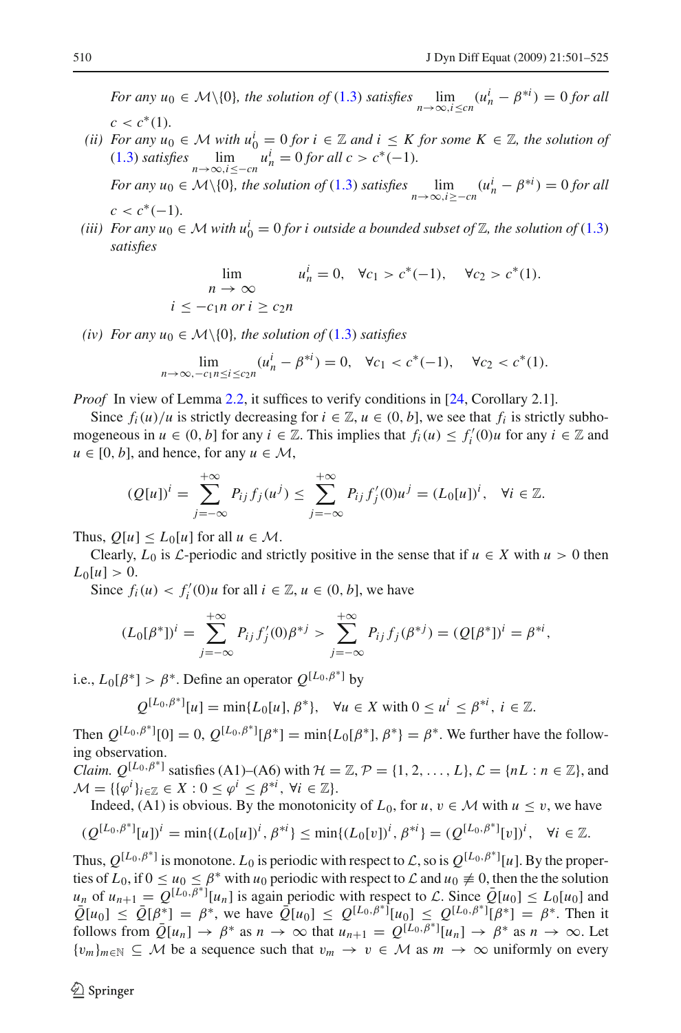*For any $u_0 \in \mathcal{M}\backslash\{0\}$, the solution of (1.3) satisfies* $\lim_{n\to\infty, i\le cn}(u_n^i - \beta^{*i}) = 0$ *for all* $c < c^*(1)$.

*(ii) For any $u_0 \in \mathcal{M}$ with $u_0^i = 0$ for $i \in \mathbb{Z}$ and $i \le K$ for some $K \in \mathbb{Z}$, the solution of (1.3) satisfies* $\lim_{n\to\infty, i\le -cn} u_n^i = 0$ *for all* $c > c^*(-1)$.

*For any $u_0 \in \mathcal{M}\backslash\{0\}$, the solution of (1.3) satisfies* $\lim_{n\to\infty, i\ge -cn}(u_n^i - \beta^{*i}) = 0$ *for all* $c < c^*(-1)$.

*(iii) For any $u_0 \in \mathcal{M}$ with $u_0^i = 0$ for $i$ outside a bounded subset of $\mathbb{Z}$, the solution of (1.3) satisfies*

$$\lim_{\substack{n\to\infty \\ i\le -c_1 n \text{ or } i \ge c_2 n}} u_n^i = 0, \quad \forall c_1 > c^*(-1), \quad \forall c_2 > c^*(1).$$

*(iv) For any $u_0 \in \mathcal{M}\backslash\{0\}$, the solution of (1.3) satisfies*

$$\lim_{n\to\infty, -c_1 n \le i \le c_2 n}(u_n^i - \beta^{*i}) = 0, \quad \forall c_1 < c^*(-1), \quad \forall c_2 < c^*(1).$$

*Proof* In view of Lemma 2.2, it suffices to verify conditions in [24, Corollary 2.1].

Since $f_i(u)/u$ is strictly decreasing for $i \in \mathbb{Z}$, $u \in (0, b]$, we see that $f_i$ is strictly subhomogeneous in $u \in (0, b]$ for any $i \in \mathbb{Z}$. This implies that $f_i(u) \le f_i'(0)u$ for any $i \in \mathbb{Z}$ and $u \in [0, b]$, and hence, for any $u \in \mathcal{M}$,

$$(Q[u])^i = \sum_{j=-\infty}^{+\infty} P_{ij} f_j(u^j) \le \sum_{j=-\infty}^{+\infty} P_{ij} f_j'(0)u^j = (L_0[u])^i, \quad \forall i \in \mathbb{Z}.$$

Thus, $Q[u] \le L_0[u]$ for all $u \in \mathcal{M}$.

Clearly, $L_0$ is $\mathcal{L}$-periodic and strictly positive in the sense that if $u \in X$ with $u > 0$ then $L_0[u] > 0$.

Since $f_i(u) < f_i'(0)u$ for all $i \in \mathbb{Z}$, $u \in (0, b]$, we have

$$(L_0[\beta^*])^i = \sum_{j=-\infty}^{+\infty} P_{ij} f_j'(0)\beta^{*j} > \sum_{j=-\infty}^{+\infty} P_{ij} f_j(\beta^{*j}) = (Q[\beta^*])^i = \beta^{*i},$$

i.e., $L_0[\beta^*] > \beta^*$. Define an operator $Q^{[L_0,\beta^*]}$ by

$$Q^{[L_0,\beta^*]}[u] = \min\{L_0[u], \beta^*\}, \quad \forall u \in X \text{ with } 0 \le u^i \le \beta^{*i},\ i \in \mathbb{Z}.$$

Then $Q^{[L_0,\beta^*]}[0] = 0$, $Q^{[L_0,\beta^*]}[\beta^*] = \min\{L_0[\beta^*], \beta^*\} = \beta^*$. We further have the following observation.

*Claim.* $Q^{[L_0,\beta^*]}$ satisfies (A1)–(A6) with $\mathcal{H} = \mathbb{Z}$, $\mathcal{P} = \{1, 2, \ldots, L\}$, $\mathcal{L} = \{nL : n \in \mathbb{Z}\}$, and $\mathcal{M} = \{\{\varphi^i\}_{i\in\mathbb{Z}} \in X : 0 \le \varphi^i \le \beta^{*i},\ \forall i \in \mathbb{Z}\}$.

Indeed, (A1) is obvious. By the monotonicity of $L_0$, for $u, v \in \mathcal{M}$ with $u \le v$, we have

$$(Q^{[L_0,\beta^*]}[u])^i = \min\{(L_0[u])^i, \beta^{*i}\} \le \min\{(L_0[v])^i, \beta^{*i}\} = (Q^{[L_0,\beta^*]}[v])^i, \quad \forall i \in \mathbb{Z}.$$

Thus, $Q^{[L_0,\beta^*]}$ is monotone. $L_0$ is periodic with respect to $\mathcal{L}$, so is $Q^{[L_0,\beta^*]}[u]$. By the properties of $L_0$, if $0 \le u_0 \le \beta^*$ with $u_0$ periodic with respect to $\mathcal{L}$ and $u_0 \not\equiv 0$, then the the solution $u_n$ of $u_{n+1} = Q^{[L_0,\beta^*]}[u_n]$ is again periodic with respect to $\mathcal{L}$. Since $\bar{Q}[u_0] \le L_0[u_0]$ and $\bar{Q}[u_0] \le \bar{Q}[\beta^*] = \beta^*$, we have $\bar{Q}[u_0] \le Q^{[L_0,\beta^*]}[u_0] \le Q^{[L_0,\beta^*]}[\beta^*] = \beta^*$. Then it follows from $\bar{Q}[u_n] \to \beta^*$ as $n \to \infty$ that $u_{n+1} = Q^{[L_0,\beta^*]}[u_n] \to \beta^*$ as $n \to \infty$. Let $\{v_m\}_{m\in\mathbb{N}} \subseteq \mathcal{M}$ be a sequence such that $v_m \to v \in \mathcal{M}$ as $m \to \infty$ uniformly on every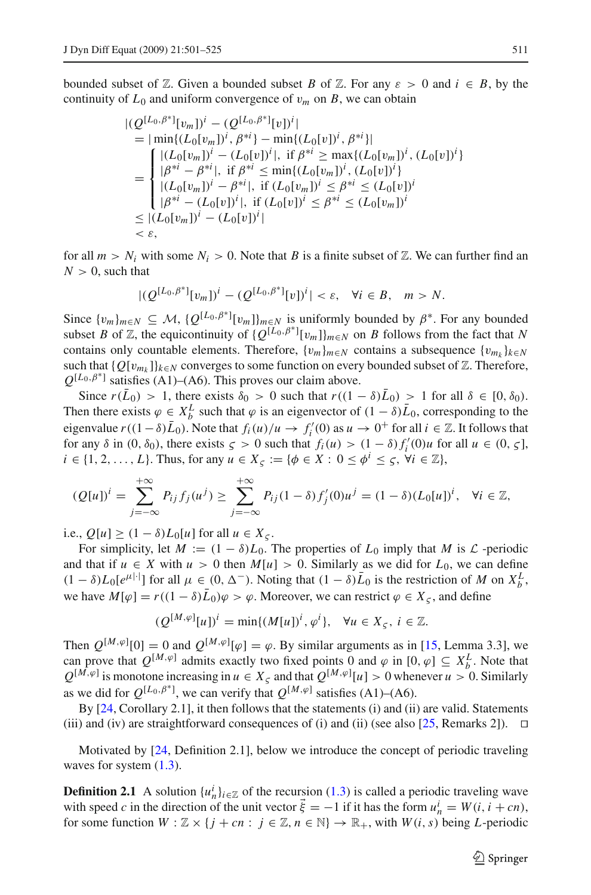bounded subset of $\mathbb{Z}$. Given a bounded subset $B$ of $\mathbb{Z}$. For any $\varepsilon > 0$ and $i \in B$, by the continuity of $L_0$ and uniform convergence of $v_m$ on $B$, we can obtain

$$
\begin{aligned}
&|(Q^{[L_0,\beta^*]}[v_m])^i - (Q^{[L_0,\beta^*]}[v])^i| \\
&= |\min\{(L_0[v_m])^i, \beta^{*i}\} - \min\{(L_0[v])^i, \beta^{*i}\}| \\
&= \begin{cases} |(L_0[v_m])^i - (L_0[v])^i|, \text{ if } \beta^{*i} \geq \max\{(L_0[v_m])^i, (L_0[v])^i\} \\ |\beta^{*i} - \beta^{*i}|, \text{ if } \beta^{*i} \leq \min\{(L_0[v_m])^i, (L_0[v])^i\} \\ |(L_0[v_m])^i - \beta^{*i}|, \text{ if } (L_0[v_m])^i \leq \beta^{*i} \leq (L_0[v])^i \\ |\beta^{*i} - (L_0[v])^i|, \text{ if } (L_0[v])^i \leq \beta^{*i} \leq (L_0[v_m])^i \end{cases} \\
&\leq |(L_0[v_m])^i - (L_0[v])^i| \\
&< \varepsilon,
\end{aligned}
$$

for all $m > N_i$ with some $N_i > 0$. Note that $B$ is a finite subset of $\mathbb{Z}$. We can further find an $N > 0$, such that

$$
|(Q^{[L_0,\beta^*]}[v_m])^i - (Q^{[L_0,\beta^*]}[v])^i| < \varepsilon, \quad \forall i \in B, \quad m > N.
$$

Since $\{v_m\}_{m \in N} \subseteq \mathcal{M}$, $\{Q^{[L_0,\beta^*]}[v_m]\}_{m\in N}$ is uniformly bounded by $\beta^*$. For any bounded subset $B$ of $\mathbb{Z}$, the equicontinuity of $\{Q^{[L_0,\beta^*]}[v_m]\}_{m\in N}$ on $B$ follows from the fact that $N$ contains only countable elements. Therefore, $\{v_m\}_{m\in N}$ contains a subsequence $\{v_{m_k}\}_{k\in N}$ such that $\{Q[v_{m_k}]\}_{k\in N}$ converges to some function on every bounded subset of $\mathbb{Z}$. Therefore, $Q^{[L_0,\beta^*]}$ satisfies (A1)–(A6). This proves our claim above.

Since $r(\bar{L}_0) > 1$, there exists $\delta_0 > 0$ such that $r((1-\delta)\bar{L}_0) > 1$ for all $\delta \in [0, \delta_0)$. Then there exists $\varphi \in X_b^L$ such that $\varphi$ is an eigenvector of $(1-\delta)\bar{L}_0$, corresponding to the eigenvalue $r((1-\delta)\bar{L}_0)$. Note that $f_i(u)/u \to f_i'(0)$ as $u \to 0^+$ for all $i \in \mathbb{Z}$. It follows that for any $\delta$ in $(0, \delta_0)$, there exists $\varsigma > 0$ such that $f_i(u) > (1-\delta) f_i'(0)u$ for all $u \in (0, \varsigma]$, $i \in \{1, 2, \ldots, L\}$. Thus, for any $u \in X_\varsigma := \{\phi \in X : 0 \leq \phi^i \leq \varsigma, \ \forall i \in \mathbb{Z}\}$,

$$
(Q[u])^i = \sum_{j=-\infty}^{+\infty} P_{ij} f_j(u^j) \geq \sum_{j=-\infty}^{+\infty} P_{ij}(1-\delta) f_j'(0)u^j = (1-\delta)(L_0[u])^i, \quad \forall i \in \mathbb{Z},
$$

i.e., $Q[u] \geq (1-\delta)L_0[u]$ for all $u \in X_\varsigma$.

For simplicity, let $M := (1-\delta)L_0$. The properties of $L_0$ imply that $M$ is $\mathcal{L}$ -periodic and that if $u \in X$ with $u > 0$ then $M[u] > 0$. Similarly as we did for $L_0$, we can define $(1-\delta)L_0[e^{\mu|\cdot|}]$ for all $\mu \in (0, \Delta^-)$. Noting that $(1-\delta)\bar{L}_0$ is the restriction of $M$ on $X_b^L$, we have $M[\varphi] = r((1-\delta)\bar{L}_0)\varphi > \varphi$. Moreover, we can restrict $\varphi \in X_\varsigma$, and define

$$
(Q^{[M,\varphi]}[u])^i = \min\{(M[u])^i, \varphi^i\}, \quad \forall u \in X_\varsigma, \ i \in \mathbb{Z}.
$$

Then $Q^{[M,\varphi]}[0] = 0$ and $Q^{[M,\varphi]}[\varphi] = \varphi$. By similar arguments as in [15, Lemma 3.3], we can prove that $Q^{[M,\varphi]}$ admits exactly two fixed points 0 and $\varphi$ in $[0, \varphi] \subseteq X_b^L$. Note that $Q^{[M,\varphi]}$ is monotone increasing in $u \in X_\varsigma$ and that $Q^{[M,\varphi]}[u] > 0$ whenever $u > 0$. Similarly as we did for $Q^{[L_0,\beta^*]}$, we can verify that $Q^{[M,\varphi]}$ satisfies (A1)–(A6).

By [24, Corollary 2.1], it then follows that the statements (i) and (ii) are valid. Statements (iii) and (iv) are straightforward consequences of (i) and (ii) (see also [25, Remarks 2]). $\square$

Motivated by [24, Definition 2.1], below we introduce the concept of periodic traveling waves for system (1.3).

**Definition 2.1** A solution $\{u_n^i\}_{i\in\mathbb{Z}}$ of the recursion (1.3) is called a periodic traveling wave with speed $c$ in the direction of the unit vector $\vec{\xi} = -1$ if it has the form $u_n^i = W(i, i+cn)$, for some function $W : \mathbb{Z} \times \{j + cn : j \in \mathbb{Z}, n \in \mathbb{N}\} \to \mathbb{R}_+$, with $W(i, s)$ being $L$-periodic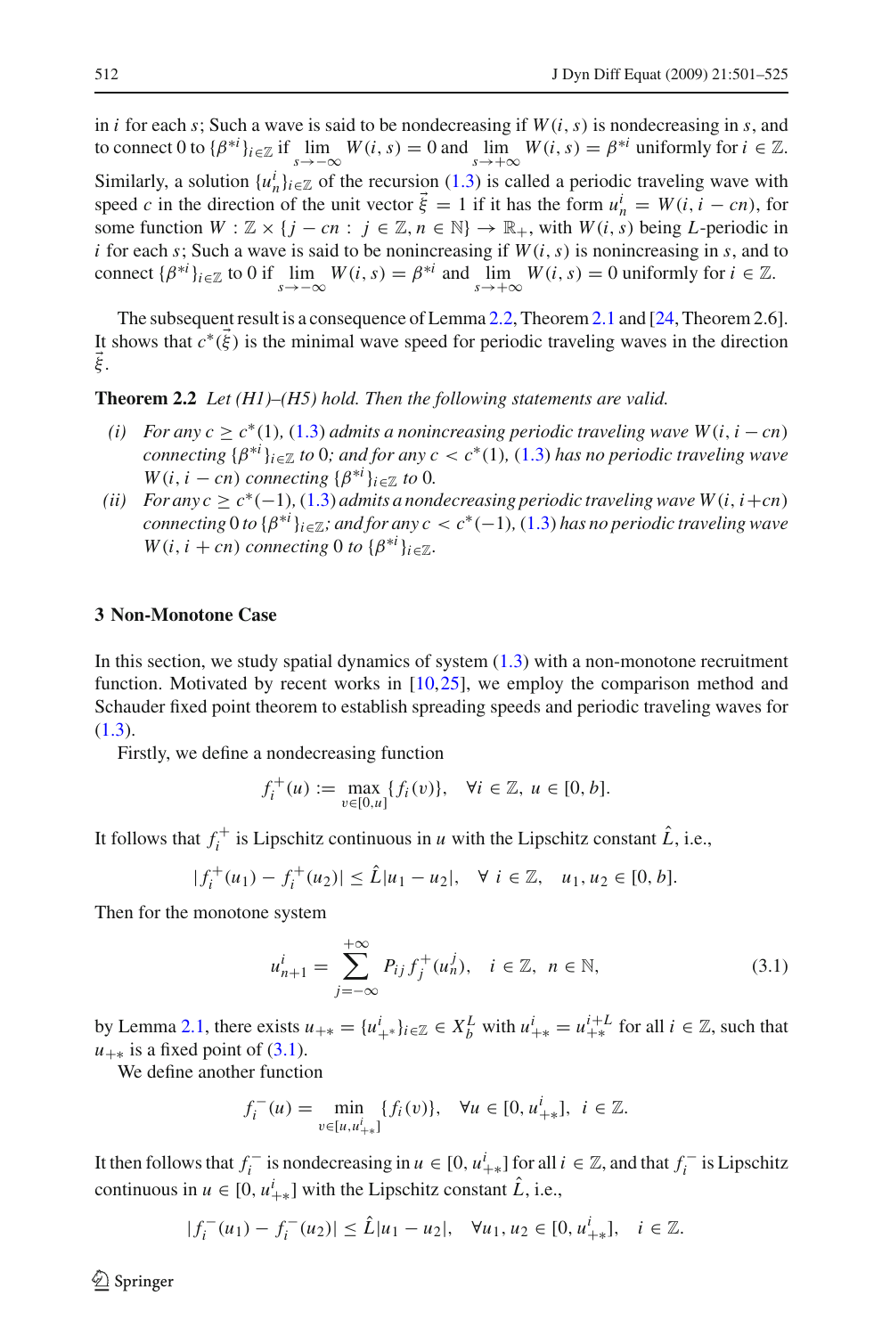in $i$ for each $s$; Such a wave is said to be nondecreasing if $W(i,s)$ is nondecreasing in $s$, and to connect 0 to $\{\beta^{*i}\}_{i\in\mathbb{Z}}$ if $\lim_{s\to-\infty} W(i,s) = 0$ and $\lim_{s\to+\infty} W(i,s) = \beta^{*i}$ uniformly for $i \in \mathbb{Z}$. Similarly, a solution $\{u_n^i\}_{i\in\mathbb{Z}}$ of the recursion (1.3) is called a periodic traveling wave with speed $c$ in the direction of the unit vector $\vec{\xi} = 1$ if it has the form $u_n^i = W(i, i - cn)$, for some function $W : \mathbb{Z} \times \{j - cn : j \in \mathbb{Z}, n \in \mathbb{N}\} \to \mathbb{R}_+$, with $W(i,s)$ being $L$-periodic in $i$ for each $s$; Such a wave is said to be nonincreasing if $W(i,s)$ is nonincreasing in $s$, and to connect $\{\beta^{*i}\}_{i\in\mathbb{Z}}$ to 0 if $\lim_{s\to-\infty} W(i,s) = \beta^{*i}$ and $\lim_{s\to+\infty} W(i,s) = 0$ uniformly for $i \in \mathbb{Z}$.

The subsequent result is a consequence of Lemma 2.2, Theorem 2.1 and [24, Theorem 2.6]. It shows that $c^*(\vec{\xi})$ is the minimal wave speed for periodic traveling waves in the direction $\vec{\xi}$.

**Theorem 2.2** *Let (H1)–(H5) hold. Then the following statements are valid.*

*(i) For any $c \geq c^*(1)$, (1.3) admits a nonincreasing periodic traveling wave $W(i, i-cn)$ connecting $\{\beta^{*i}\}_{i\in\mathbb{Z}}$ to 0; and for any $c < c^*(1)$, (1.3) has no periodic traveling wave $W(i, i-cn)$ connecting $\{\beta^{*i}\}_{i\in\mathbb{Z}}$ to 0.*

*(ii) For any $c \geq c^*(-1)$, (1.3) admits a nondecreasing periodic traveling wave $W(i, i+cn)$ connecting 0 to $\{\beta^{*i}\}_{i\in\mathbb{Z}}$; and for any $c < c^*(-1)$, (1.3) has no periodic traveling wave $W(i, i+cn)$ connecting 0 to $\{\beta^{*i}\}_{i\in\mathbb{Z}}$.*

## 3 Non-Monotone Case

In this section, we study spatial dynamics of system (1.3) with a non-monotone recruitment function. Motivated by recent works in [10,25], we employ the comparison method and Schauder fixed point theorem to establish spreading speeds and periodic traveling waves for (1.3).

Firstly, we define a nondecreasing function

$$f_i^+(u) := \max_{v\in[0,u]}\{f_i(v)\}, \quad \forall i \in \mathbb{Z},\ u \in [0,b].$$

It follows that $f_i^+$ is Lipschitz continuous in $u$ with the Lipschitz constant $\hat{L}$, i.e.,

$$|f_i^+(u_1) - f_i^+(u_2)| \leq \hat{L}|u_1 - u_2|, \quad \forall\ i \in \mathbb{Z}, \quad u_1, u_2 \in [0,b].$$

Then for the monotone system

$$u_{n+1}^i = \sum_{j=-\infty}^{+\infty} P_{ij} f_j^+(u_n^j), \quad i \in \mathbb{Z},\ n \in \mathbb{N}, \tag{3.1}$$

by Lemma 2.1, there exists $u_{+*} = \{u_{+*}^i\}_{i\in\mathbb{Z}} \in X_b^L$ with $u_{+*}^i = u_{+*}^{i+L}$ for all $i \in \mathbb{Z}$, such that $u_{+*}$ is a fixed point of (3.1).

We define another function

$$f_i^-(u) = \min_{v\in[u,u_{+*}^i]}\{f_i(v)\}, \quad \forall u \in [0, u_{+*}^i],\ i \in \mathbb{Z}.$$

It then follows that $f_i^-$ is nondecreasing in $u \in [0, u_{+*}^i]$ for all $i \in \mathbb{Z}$, and that $f_i^-$ is Lipschitz continuous in $u \in [0, u_{+*}^i]$ with the Lipschitz constant $\hat{L}$, i.e.,

$$|f_i^-(u_1) - f_i^-(u_2)| \leq \hat{L}|u_1 - u_2|, \quad \forall u_1, u_2 \in [0, u_{+*}^i], \quad i \in \mathbb{Z}.$$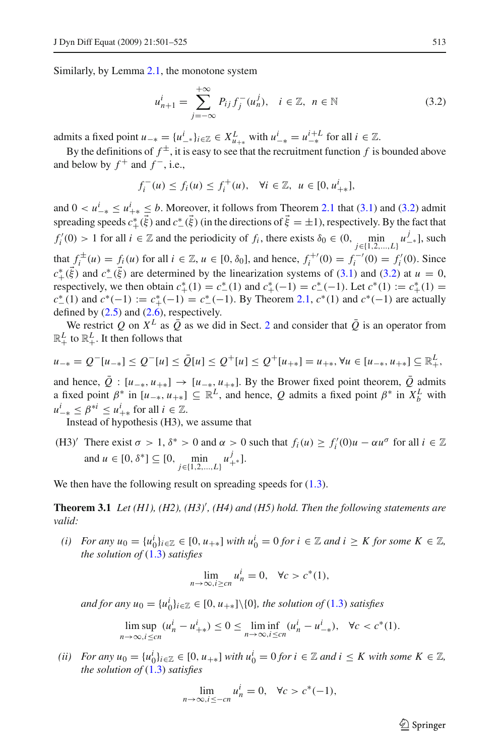Similarly, by Lemma 2.1, the monotone system

$$u_{n+1}^i = \sum_{j=-\infty}^{+\infty} P_{ij} f_j^-(u_n^j), \quad i \in \mathbb{Z}, \; n \in \mathbb{N} \tag{3.2}$$

admits a fixed point $u_{-*} = \{u_{-*}^i\}_{i\in\mathbb{Z}} \in X_{u_{+*}}^L$ with $u_{-*}^i = u_{-*}^{i+L}$ for all $i \in \mathbb{Z}$.

By the definitions of $f^{\pm}$, it is easy to see that the recruitment function $f$ is bounded above and below by $f^+$ and $f^-$, i.e.,

$$f_i^-(u) \le f_i(u) \le f_i^+(u), \quad \forall i \in \mathbb{Z}, \; u \in [0, u_{+*}^i],$$

and $0 < u_{-*}^i \le u_{+*}^i \le b$. Moreover, it follows from Theorem 2.1 that (3.1) and (3.2) admit spreading speeds $c_+^*(\vec{\xi})$ and $c_-^*(\vec{\xi})$ (in the directions of $\vec{\xi} = \pm 1$), respectively. By the fact that $f_i'(0) > 1$ for all $i \in \mathbb{Z}$ and the periodicity of $f_i$, there exists $\delta_0 \in (0, \min_{j\in\{1,2,\ldots,L\}} u_{-*}^j]$, such that $f_i^{\pm}(u) = f_i(u)$ for all $i \in \mathbb{Z}$, $u \in [0, \delta_0]$, and hence, $f_i^{+\prime}(0) = f_i^{-\prime}(0) = f_i'(0)$. Since $c_+^*(\vec{\xi})$ and $c_-^*(\vec{\xi})$ are determined by the linearization systems of (3.1) and (3.2) at $u = 0$, respectively, we then obtain $c_+^*(1) = c_-^*(1)$ and $c_+^*(-1) = c_-^*(-1)$. Let $c^*(1) := c_+^*(1) = c_-^*(1)$ and $c^*(-1) := c_+^*(-1) = c_-^*(-1)$. By Theorem 2.1, $c^*(1)$ and $c^*(-1)$ are actually defined by (2.5) and (2.6), respectively.

We restrict $Q$ on $X^L$ as $\bar{Q}$ as we did in Sect. 2 and consider that $\bar{Q}$ is an operator from $\mathbb{R}_+^L$ to $\mathbb{R}_+^L$. It then follows that

$$u_{-*} = Q^-[u_{-*}] \le Q^-[u] \le \bar{Q}[u] \le Q^+[u] \le Q^+[u_{+*}] = u_{+*}, \forall u \in [u_{-*}, u_{+*}] \subseteq \mathbb{R}_+^L,$$

and hence, $\bar{Q} : [u_{-*}, u_{+*}] \to [u_{-*}, u_{+*}]$. By the Brower fixed point theorem, $\bar{Q}$ admits a fixed point $\beta^*$ in $[u_{-*}, u_{+*}] \subseteq \mathbb{R}^L$, and hence, $Q$ admits a fixed point $\beta^*$ in $X_b^L$ with $u_{-*}^i \le \beta^{*i} \le u_{+*}^i$ for all $i \in \mathbb{Z}$.

Instead of hypothesis (H3), we assume that

(H3)′ There exist $\sigma > 1$, $\delta^* > 0$ and $\alpha > 0$ such that $f_i(u) \ge f_i'(0)u - \alpha u^\sigma$ for all $i \in \mathbb{Z}$ and $u \in [0, \delta^*] \subseteq [0, \min_{j\in\{1,2,\ldots,L\}} u_{+*}^j]$.

We then have the following result on spreading speeds for (1.3).

**Theorem 3.1** *Let (H1), (H2), (H3)′, (H4) and (H5) hold. Then the following statements are valid:*

*(i) For any $u_0 = \{u_0^i\}_{i\in\mathbb{Z}} \in [0, u_{+*}]$ with $u_0^i = 0$ for $i \in \mathbb{Z}$ and $i \ge K$ for some $K \in \mathbb{Z}$, the solution of (1.3) satisfies*

$$\lim_{n\to\infty, i\ge cn} u_n^i = 0, \quad \forall c > c^*(1),$$

*and for any $u_0 = \{u_0^i\}_{i\in\mathbb{Z}} \in [0, u_{+*}]\backslash\{0\}$, the solution of (1.3) satisfies*

$$\limsup_{n\to\infty, i\le cn} (u_n^i - u_{+*}^i) \le 0 \le \liminf_{n\to\infty, i\le cn} (u_n^i - u_{-*}^i), \quad \forall c < c^*(1).$$

*(ii) For any $u_0 = \{u_0^i\}_{i\in\mathbb{Z}} \in [0, u_{+*}]$ with $u_0^i = 0$ for $i \in \mathbb{Z}$ and $i \le K$ with some $K \in \mathbb{Z}$, the solution of (1.3) satisfies*

$$\lim_{n\to\infty, i\le -cn} u_n^i = 0, \quad \forall c > c^*(-1),$$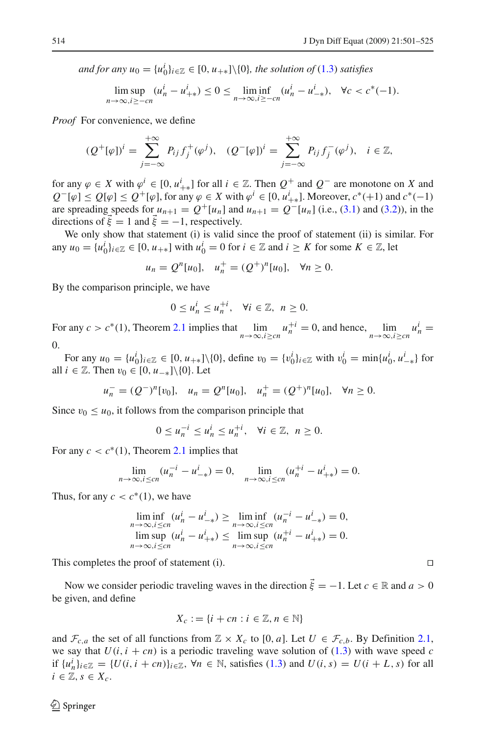*and for any* $u_0 = \{u_0^i\}_{i\in\mathbb{Z}} \in [0, u_{+*}]\backslash\{0\}$*, the solution of* (1.3) *satisfies*

$$\limsup_{n\to\infty, i\geq -cn} (u_n^i - u_{+*}^i) \leq 0 \leq \liminf_{n\to\infty, i\geq -cn} (u_n^i - u_{-*}^i), \quad \forall c < c^*(-1).$$

*Proof* For convenience, we define

$$(Q^+[\varphi])^i = \sum_{j=-\infty}^{+\infty} P_{ij} f_j^+(\varphi^j), \quad (Q^-[\varphi])^i = \sum_{j=-\infty}^{+\infty} P_{ij} f_j^-(\varphi^j), \quad i \in \mathbb{Z},$$

for any $\varphi \in X$ with $\varphi^i \in [0, u_{+*}^i]$ for all $i \in \mathbb{Z}$. Then $Q^+$ and $Q^-$ are monotone on $X$ and $Q^-[\varphi] \leq Q[\varphi] \leq Q^+[\varphi]$, for any $\varphi \in X$ with $\varphi^i \in [0, u_{+*}^i]$. Moreover, $c^*(+1)$ and $c^*(-1)$ are spreading speeds for $u_{n+1} = Q^+[u_n]$ and $u_{n+1} = Q^-[u_n]$ (i.e., (3.1) and (3.2)), in the directions of $\vec{\xi} = 1$ and $\vec{\xi} = -1$, respectively.

We only show that statement (i) is valid since the proof of statement (ii) is similar. For any $u_0 = \{u_0^i\}_{i\in\mathbb{Z}} \in [0, u_{+*}]$ with $u_0^i = 0$ for $i \in \mathbb{Z}$ and $i \geq K$ for some $K \in \mathbb{Z}$, let

$$u_n = Q^n[u_0], \quad u_n^+ = (Q^+)^n[u_0], \quad \forall n \geq 0.$$

By the comparison principle, we have

$$0 \leq u_n^i \leq u_n^{+i}, \quad \forall i \in \mathbb{Z}, \ n \geq 0.$$

For any $c > c^*(1)$, Theorem 2.1 implies that $\lim_{n\to\infty, i\geq cn} u_n^{+i} = 0$, and hence, $\lim_{n\to\infty, i\geq cn} u_n^i = 0$.

For any $u_0 = \{u_0^i\}_{i\in\mathbb{Z}} \in [0, u_{+*}]\backslash\{0\}$, define $v_0 = \{v_0^i\}_{i\in\mathbb{Z}}$ with $v_0^i = \min\{u_0^i, u_{-*}^i\}$ for all $i \in \mathbb{Z}$. Then $v_0 \in [0, u_{-*}]\backslash\{0\}$. Let

$$u_n^- = (Q^-)^n[v_0], \quad u_n = Q^n[u_0], \quad u_n^+ = (Q^+)^n[u_0], \quad \forall n \geq 0.$$

Since $v_0 \leq u_0$, it follows from the comparison principle that

$$0 \leq u_n^{-i} \leq u_n^i \leq u_n^{+i}, \quad \forall i \in \mathbb{Z}, \ n \geq 0.$$

For any $c < c^*(1)$, Theorem 2.1 implies that

$$\lim_{n\to\infty, i\leq cn} (u_n^{-i} - u_{-*}^i) = 0, \quad \lim_{n\to\infty, i\leq cn} (u_n^{+i} - u_{+*}^i) = 0.$$

Thus, for any $c < c^*(1)$, we have

$$\liminf_{n\to\infty, i\leq cn} (u_n^i - u_{-*}^i) \geq \liminf_{n\to\infty, i\leq cn} (u_n^{-i} - u_{-*}^i) = 0,$$
$$\limsup_{n\to\infty, i\leq cn} (u_n^i - u_{+*}^i) \leq \limsup_{n\to\infty, i\leq cn} (u_n^{+i} - u_{+*}^i) = 0.$$

This completes the proof of statement (i). ◻

Now we consider periodic traveling waves in the direction $\vec{\xi} = -1$. Let $c \in \mathbb{R}$ and $a > 0$ be given, and define

$$X_c := \{i + cn : i \in \mathbb{Z}, n \in \mathbb{N}\}$$

and $\mathcal{F}_{c,a}$ the set of all functions from $\mathbb{Z} \times X_c$ to $[0, a]$. Let $U \in \mathcal{F}_{c,b}$. By Definition 2.1, we say that $U(i, i + cn)$ is a periodic traveling wave solution of (1.3) with wave speed $c$ if $\{u_n^i\}_{i\in\mathbb{Z}} = \{U(i, i + cn)\}_{i\in\mathbb{Z}}$, $\forall n \in \mathbb{N}$, satisfies (1.3) and $U(i, s) = U(i + L, s)$ for all $i \in \mathbb{Z}$, $s \in X_c$.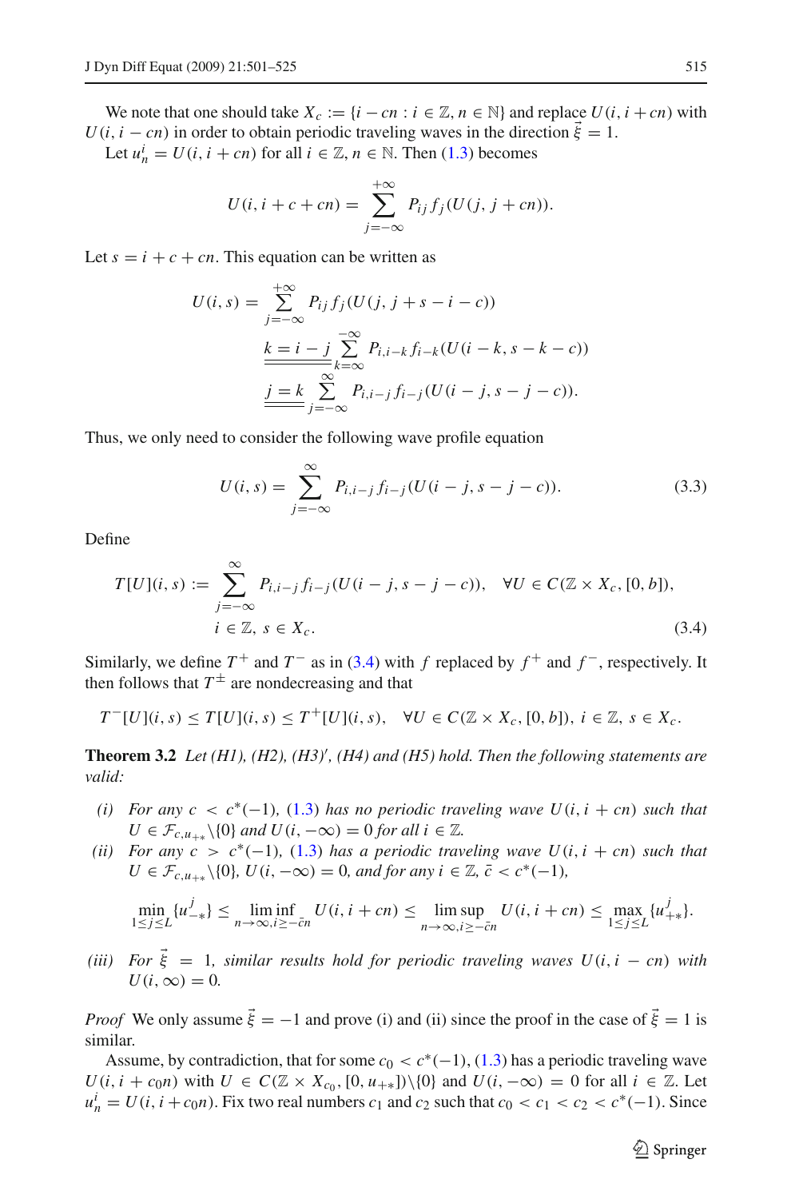We note that one should take $X_c := \{i - cn : i \in \mathbb{Z}, n \in \mathbb{N}\}$ and replace $U(i, i+cn)$ with $U(i, i-cn)$ in order to obtain periodic traveling waves in the direction $\vec{\xi} = 1$.

Let $u_n^i = U(i, i+cn)$ for all $i \in \mathbb{Z}, n \in \mathbb{N}$. Then (1.3) becomes

$$U(i, i+c+cn) = \sum_{j=-\infty}^{+\infty} P_{ij} f_j(U(j, j+cn)).$$

Let $s = i + c + cn$. This equation can be written as

$$\begin{aligned}
U(i,s) &= \sum_{j=-\infty}^{+\infty} P_{ij} f_j(U(j, j+s-i-c)) \\
&\underline{\underline{k=i-j}} \sum_{k=\infty}^{-\infty} P_{i,i-k} f_{i-k}(U(i-k, s-k-c)) \\
&\underline{\underline{j=k}} \sum_{j=-\infty}^{\infty} P_{i,i-j} f_{i-j}(U(i-j, s-j-c)).
\end{aligned}$$

Thus, we only need to consider the following wave profile equation

$$U(i,s) = \sum_{j=-\infty}^{\infty} P_{i,i-j} f_{i-j}(U(i-j, s-j-c)). \tag{3.3}$$

Define

$$T[U](i,s) := \sum_{j=-\infty}^{\infty} P_{i,i-j} f_{i-j}(U(i-j, s-j-c)), \quad \forall U \in C(\mathbb{Z} \times X_c, [0,b]),$$
$$i \in \mathbb{Z},\ s \in X_c. \tag{3.4}$$

Similarly, we define $T^+$ and $T^-$ as in (3.4) with $f$ replaced by $f^+$ and $f^-$, respectively. It then follows that $T^{\pm}$ are nondecreasing and that

$$T^-[U](i,s) \le T[U](i,s) \le T^+[U](i,s), \quad \forall U \in C(\mathbb{Z} \times X_c, [0,b]),\ i \in \mathbb{Z},\ s \in X_c.$$

**Theorem 3.2** *Let (H1), (H2), (H3)′, (H4) and (H5) hold. Then the following statements are valid:*

- *(i) For any $c < c^*(-1)$, (1.3) has no periodic traveling wave $U(i, i+cn)$ such that $U \in \mathcal{F}_{c,u_{+*}} \setminus \{0\}$ and $U(i, -\infty) = 0$ for all $i \in \mathbb{Z}$.*
- *(ii) For any $c > c^*(-1)$, (1.3) has a periodic traveling wave $U(i, i+cn)$ such that $U \in \mathcal{F}_{c,u_{+*}} \setminus \{0\}$, $U(i, -\infty) = 0$, and for any $i \in \mathbb{Z}$, $\bar{c} < c^*(-1)$,*

$$\min_{1 \le j \le L} \{u_{-*}^j\} \le \liminf_{n \to \infty, i \ge -\bar{c}n} U(i, i+cn) \le \limsup_{n \to \infty, i \ge -\bar{c}n} U(i, i+cn) \le \max_{1 \le j \le L} \{u_{+*}^j\}.$$

- *(iii) For $\vec{\xi} = 1$, similar results hold for periodic traveling waves $U(i, i-cn)$ with $U(i, \infty) = 0$.*

*Proof* We only assume $\vec{\xi} = -1$ and prove (i) and (ii) since the proof in the case of $\vec{\xi} = 1$ is similar.

Assume, by contradiction, that for some $c_0 < c^*(-1)$, (1.3) has a periodic traveling wave $U(i, i+c_0 n)$ with $U \in C(\mathbb{Z} \times X_{c_0}, [0, u_{+*}]) \setminus \{0\}$ and $U(i, -\infty) = 0$ for all $i \in \mathbb{Z}$. Let $u_n^i = U(i, i+c_0 n)$. Fix two real numbers $c_1$ and $c_2$ such that $c_0 < c_1 < c_2 < c^*(-1)$. Since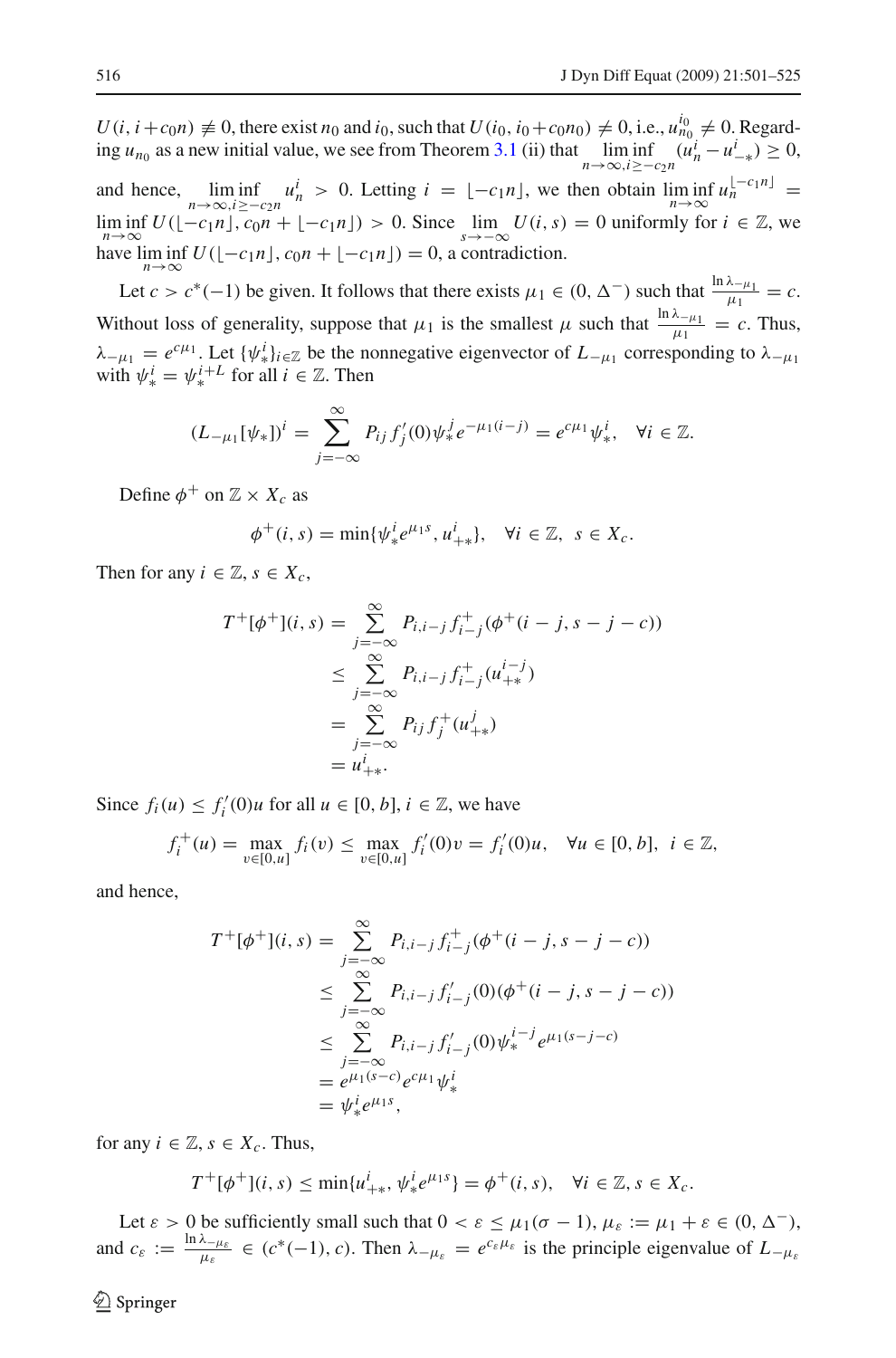$U(i, i+c_0 n) \not\equiv 0$, there exist $n_0$ and $i_0$, such that $U(i_0, i_0+c_0 n_0) \neq 0$, i.e., $u_{n_0}^{i_0} \neq 0$. Regarding $u_{n_0}$ as a new initial value, we see from Theorem 3.1 (ii) that $\liminf_{n\to\infty, i \geq -c_2 n} (u_n^i - u_{-*}^i) \geq 0$, and hence, $\liminf_{n\to\infty, i\geq -c_2 n} u_n^i > 0$. Letting $i = \lfloor -c_1 n \rfloor$, we then obtain $\liminf_{n\to\infty} u_n^{\lfloor -c_1 n\rfloor} = \liminf_{n\to\infty} U(\lfloor -c_1 n\rfloor, c_0 n + \lfloor -c_1 n\rfloor) > 0$. Since $\lim_{s\to-\infty} U(i, s) = 0$ uniformly for $i \in \mathbb{Z}$, we have $\liminf_{n\to\infty} U(\lfloor -c_1 n\rfloor, c_0 n + \lfloor -c_1 n\rfloor) = 0$, a contradiction.

Let $c > c^*(-1)$ be given. It follows that there exists $\mu_1 \in (0, \Delta^-)$ such that $\frac{\ln \lambda_{-\mu_1}}{\mu_1} = c$. Without loss of generality, suppose that $\mu_1$ is the smallest $\mu$ such that $\frac{\ln \lambda_{-\mu_1}}{\mu_1} = c$. Thus, $\lambda_{-\mu_1} = e^{c\mu_1}$. Let $\{\psi_*^i\}_{i\in\mathbb{Z}}$ be the nonnegative eigenvector of $L_{-\mu_1}$ corresponding to $\lambda_{-\mu_1}$ with $\psi_*^i = \psi_*^{i+L}$ for all $i \in \mathbb{Z}$. Then

$$(L_{-\mu_1}[\psi_*])^i = \sum_{j=-\infty}^{\infty} P_{ij} f_j'(0)\psi_*^j e^{-\mu_1(i-j)} = e^{c\mu_1}\psi_*^i, \quad \forall i \in \mathbb{Z}.$$

Define $\phi^+$ on $\mathbb{Z} \times X_c$ as

$$\phi^+(i, s) = \min\{\psi_*^i e^{\mu_1 s}, u_{+*}^i\}, \quad \forall i \in \mathbb{Z}, \ s \in X_c.$$

Then for any $i \in \mathbb{Z}$, $s \in X_c$,

$$\begin{aligned}
T^+[\phi^+](i, s) &= \sum_{j=-\infty}^{\infty} P_{i,i-j} f_{i-j}^+(\phi^+(i-j, s-j-c)) \\
&\leq \sum_{j=-\infty}^{\infty} P_{i,i-j} f_{i-j}^+(u_{+*}^{i-j}) \\
&= \sum_{j=-\infty}^{\infty} P_{ij} f_j^+(u_{+*}^j) \\
&= u_{+*}^i.
\end{aligned}$$

Since $f_i(u) \leq f_i'(0)u$ for all $u \in [0, b]$, $i \in \mathbb{Z}$, we have

$$f_i^+(u) = \max_{v\in[0,u]} f_i(v) \leq \max_{v\in[0,u]} f_i'(0)v = f_i'(0)u, \quad \forall u \in [0, b], \ i \in \mathbb{Z},$$

and hence,

$$\begin{aligned}
T^+[\phi^+](i, s) &= \sum_{j=-\infty}^{\infty} P_{i,i-j} f_{i-j}^+(\phi^+(i-j, s-j-c)) \\
&\leq \sum_{j=-\infty}^{\infty} P_{i,i-j} f_{i-j}'(0)(\phi^+(i-j, s-j-c)) \\
&\leq \sum_{j=-\infty}^{\infty} P_{i,i-j} f_{i-j}'(0)\psi_*^{i-j} e^{\mu_1(s-j-c)} \\
&= e^{\mu_1(s-c)} e^{c\mu_1}\psi_*^i \\
&= \psi_*^i e^{\mu_1 s},
\end{aligned}$$

for any $i \in \mathbb{Z}$, $s \in X_c$. Thus,

$$T^+[\phi^+](i, s) \leq \min\{u_{+*}^i, \psi_*^i e^{\mu_1 s}\} = \phi^+(i, s), \quad \forall i \in \mathbb{Z}, s \in X_c.$$

Let $\varepsilon > 0$ be sufficiently small such that $0 < \varepsilon \leq \mu_1(\sigma - 1)$, $\mu_\varepsilon := \mu_1 + \varepsilon \in (0, \Delta^-)$, and $c_\varepsilon := \frac{\ln \lambda_{-\mu_\varepsilon}}{\mu_\varepsilon} \in (c^*(-1), c)$. Then $\lambda_{-\mu_\varepsilon} = e^{c_\varepsilon \mu_\varepsilon}$ is the principle eigenvalue of $L_{-\mu_\varepsilon}$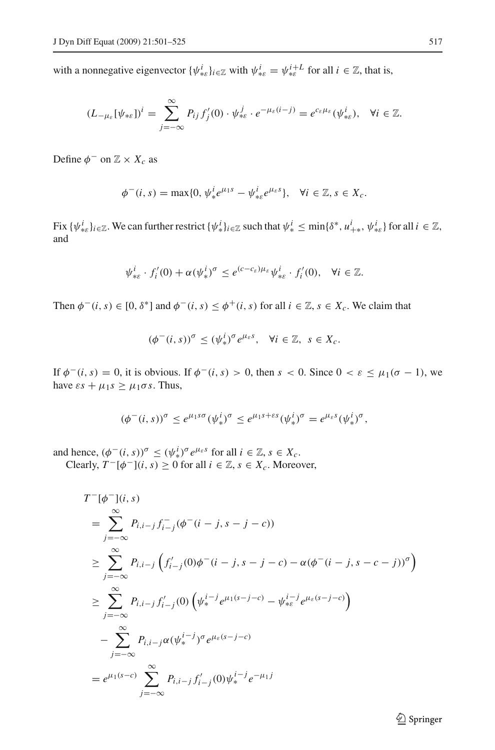with a nonnegative eigenvector $\{\psi_{*\varepsilon}^i\}_{i\in\mathbb{Z}}$ with $\psi_{*\varepsilon}^i = \psi_{*\varepsilon}^{i+L}$ for all $i \in \mathbb{Z}$, that is,

$$(L_{-\mu_\varepsilon}[\psi_{*\varepsilon}])^i = \sum_{j=-\infty}^{\infty} P_{ij} f_j'(0) \cdot \psi_{*\varepsilon}^j \cdot e^{-\mu_\varepsilon(i-j)} = e^{c_\varepsilon \mu_\varepsilon}(\psi_{*\varepsilon}^i), \quad \forall i \in \mathbb{Z}.$$

Define $\phi^-$ on $\mathbb{Z} \times X_c$ as

$$\phi^-(i,s) = \max\{0, \psi_*^i e^{\mu_1 s} - \psi_{*\varepsilon}^i e^{\mu_\varepsilon s}\}, \quad \forall i \in \mathbb{Z}, s \in X_c.$$

Fix $\{\psi_{*\varepsilon}^i\}_{i\in\mathbb{Z}}$. We can further restrict $\{\psi_*^i\}_{i\in\mathbb{Z}}$ such that $\psi_*^i \le \min\{\delta^*, u_{+*}^i, \psi_{*\varepsilon}^i\}$ for all $i \in \mathbb{Z}$, and

$$\psi_{*\varepsilon}^i \cdot f_i'(0) + \alpha(\psi_*^i)^\sigma \le e^{(c-c_\varepsilon)\mu_\varepsilon}\psi_{*\varepsilon}^i \cdot f_i'(0), \quad \forall i \in \mathbb{Z}.$$

Then $\phi^-(i,s) \in [0, \delta^*]$ and $\phi^-(i,s) \le \phi^+(i,s)$ for all $i \in \mathbb{Z}$, $s \in X_c$. We claim that

$$(\phi^-(i,s))^\sigma \le (\psi_*^i)^\sigma e^{\mu_\varepsilon s}, \quad \forall i \in \mathbb{Z}, \ s \in X_c.$$

If $\phi^-(i,s) = 0$, it is obvious. If $\phi^-(i,s) > 0$, then $s < 0$. Since $0 < \varepsilon \le \mu_1(\sigma - 1)$, we have $\varepsilon s + \mu_1 s \ge \mu_1 \sigma s$. Thus,

$$(\phi^-(i,s))^\sigma \le e^{\mu_1 s \sigma}(\psi_*^i)^\sigma \le e^{\mu_1 s + \varepsilon s}(\psi_*^i)^\sigma = e^{\mu_\varepsilon s}(\psi_*^i)^\sigma,$$

and hence, $(\phi^-(i,s))^\sigma \le (\psi_*^i)^\sigma e^{\mu_\varepsilon s}$ for all $i \in \mathbb{Z}$, $s \in X_c$.

Clearly, $T^-[\phi^-](i,s) \ge 0$ for all $i \in \mathbb{Z}$, $s \in X_c$. Moreover,

$$\begin{aligned}
&T^-[\phi^-](i,s) \\
&= \sum_{j=-\infty}^{\infty} P_{i,i-j} f_{i-j}^-(\phi^-(i-j, s-j-c)) \\
&\ge \sum_{j=-\infty}^{\infty} P_{i,i-j}\left(f_{i-j}'(0)\phi^-(i-j, s-j-c) - \alpha(\phi^-(i-j, s-c-j))^\sigma\right) \\
&\ge \sum_{j=-\infty}^{\infty} P_{i,i-j} f_{i-j}'(0)\left(\psi_*^{i-j} e^{\mu_1(s-j-c)} - \psi_{*\varepsilon}^{i-j} e^{\mu_\varepsilon(s-j-c)}\right) \\
&\quad - \sum_{j=-\infty}^{\infty} P_{i,i-j}\alpha(\psi_*^{i-j})^\sigma e^{\mu_\varepsilon(s-j-c)} \\
&= e^{\mu_1(s-c)} \sum_{j=-\infty}^{\infty} P_{i,i-j} f_{i-j}'(0)\psi_*^{i-j} e^{-\mu_1 j}
\end{aligned}$$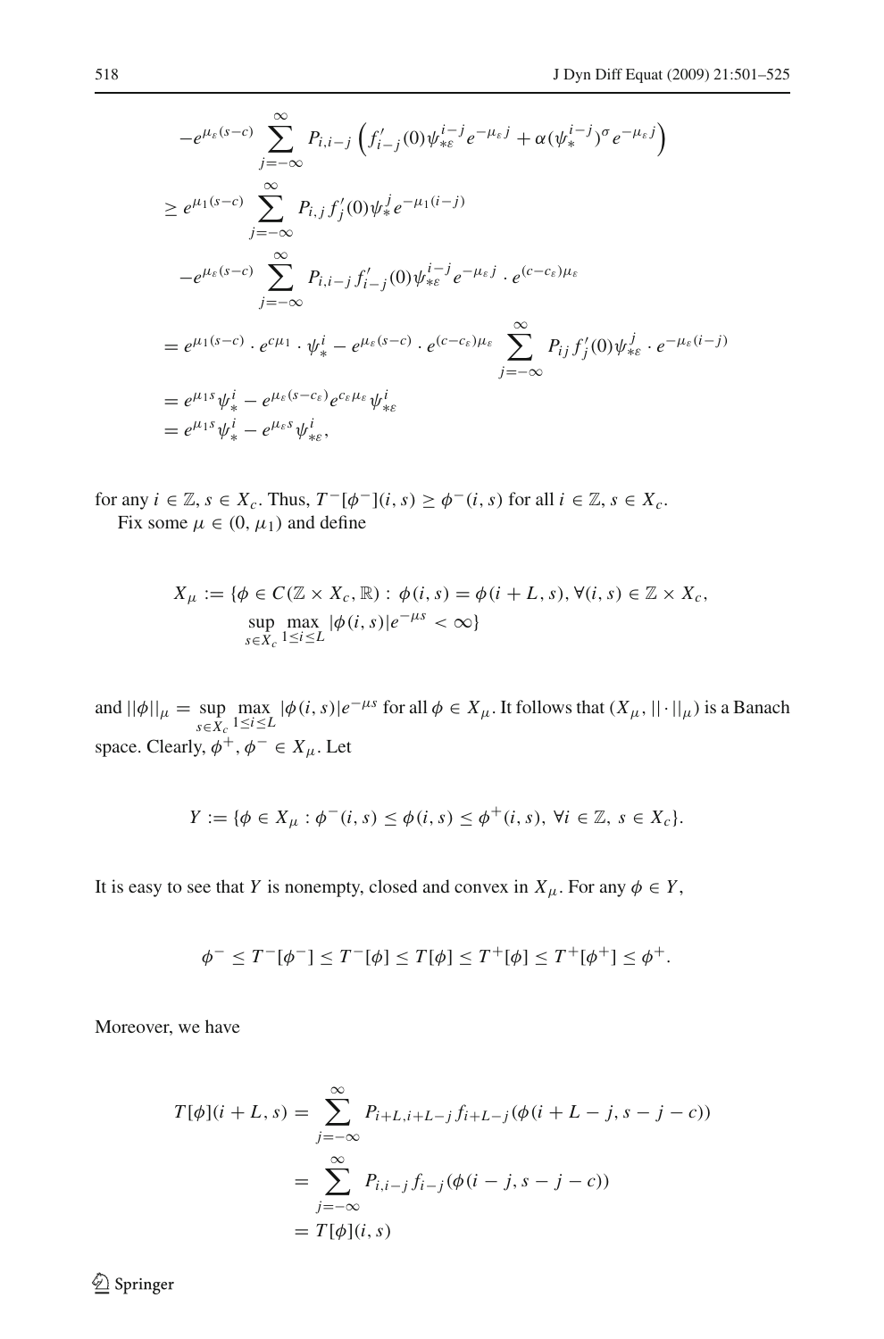$$
\begin{aligned}
&-e^{\mu_\varepsilon(s-c)} \sum_{j=-\infty}^{\infty} P_{i,i-j}\left(f'_{i-j}(0)\psi_{*\varepsilon}^{i-j}e^{-\mu_\varepsilon j} + \alpha(\psi_*^{i-j})^\sigma e^{-\mu_\varepsilon j}\right) \\
&\geq e^{\mu_1(s-c)} \sum_{j=-\infty}^{\infty} P_{i,j} f'_j(0)\psi_*^j e^{-\mu_1(i-j)} \\
&\quad -e^{\mu_\varepsilon(s-c)} \sum_{j=-\infty}^{\infty} P_{i,i-j} f'_{i-j}(0)\psi_{*\varepsilon}^{i-j} e^{-\mu_\varepsilon j} \cdot e^{(c-c_\varepsilon)\mu_\varepsilon} \\
&= e^{\mu_1(s-c)} \cdot e^{c\mu_1} \cdot \psi_*^i - e^{\mu_\varepsilon(s-c)} \cdot e^{(c-c_\varepsilon)\mu_\varepsilon} \sum_{j=-\infty}^{\infty} P_{ij} f'_j(0)\psi_{*\varepsilon}^j \cdot e^{-\mu_\varepsilon(i-j)} \\
&= e^{\mu_1 s}\psi_*^i - e^{\mu_\varepsilon(s-c_\varepsilon)} e^{c_\varepsilon\mu_\varepsilon}\psi_{*\varepsilon}^i \\
&= e^{\mu_1 s}\psi_*^i - e^{\mu_\varepsilon s}\psi_{*\varepsilon}^i,
\end{aligned}
$$

for any $i \in \mathbb{Z}$, $s \in X_c$. Thus, $T^-[\phi^-](i,s) \geq \phi^-(i,s)$ for all $i \in \mathbb{Z}$, $s \in X_c$.

Fix some $\mu \in (0, \mu_1)$ and define

$$
X_\mu := \{\phi \in C(\mathbb{Z} \times X_c, \mathbb{R}) : \phi(i,s) = \phi(i+L,s), \forall (i,s) \in \mathbb{Z} \times X_c, \\
\sup_{s \in X_c} \max_{1 \leq i \leq L} |\phi(i,s)| e^{-\mu s} < \infty\}
$$

and $||\phi||_\mu = \sup_{s \in X_c} \max_{1 \leq i \leq L} |\phi(i,s)| e^{-\mu s}$ for all $\phi \in X_\mu$. It follows that $(X_\mu, ||\cdot||_\mu)$ is a Banach space. Clearly, $\phi^+, \phi^- \in X_\mu$. Let

$$
Y := \{\phi \in X_\mu : \phi^-(i,s) \leq \phi(i,s) \leq \phi^+(i,s), \ \forall i \in \mathbb{Z}, \ s \in X_c\}.
$$

It is easy to see that $Y$ is nonempty, closed and convex in $X_\mu$. For any $\phi \in Y$,

$$
\phi^- \leq T^-[\phi^-] \leq T^-[\phi] \leq T[\phi] \leq T^+[\phi] \leq T^+[\phi^+] \leq \phi^+.
$$

Moreover, we have

$$
\begin{aligned}
T[\phi](i+L,s) &= \sum_{j=-\infty}^{\infty} P_{i+L,i+L-j} f_{i+L-j}(\phi(i+L-j, s-j-c)) \\
&= \sum_{j=-\infty}^{\infty} P_{i,i-j} f_{i-j}(\phi(i-j, s-j-c)) \\
&= T[\phi](i,s)
\end{aligned}
$$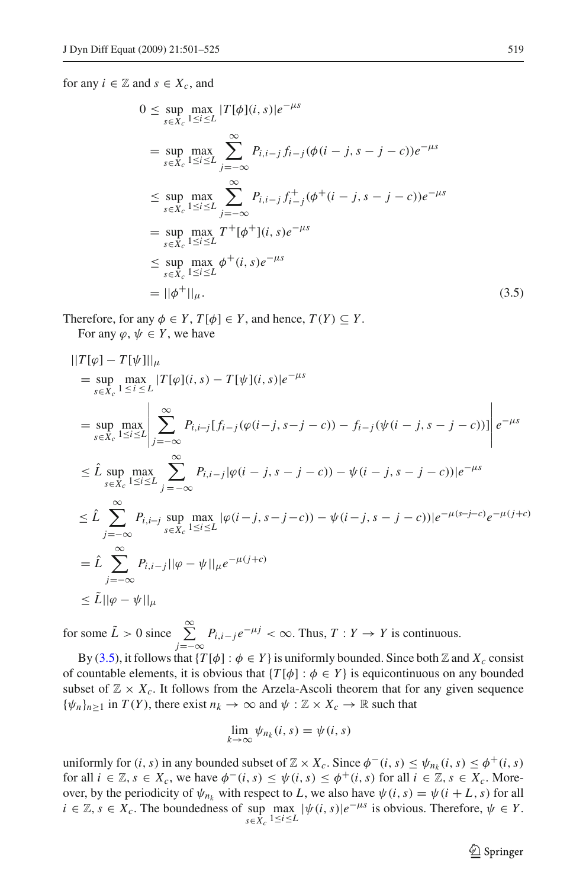for any $i \in \mathbb{Z}$ and $s \in X_c$, and

$$
\begin{aligned}
0 &\leq \sup_{s \in X_c} \max_{1 \leq i \leq L} |T[\phi](i,s)| e^{-\mu s} \\
&= \sup_{s \in X_c} \max_{1 \leq i \leq L} \sum_{j=-\infty}^{\infty} P_{i,i-j} f_{i-j}(\phi(i-j, s-j-c)) e^{-\mu s} \\
&\leq \sup_{s \in X_c} \max_{1 \leq i \leq L} \sum_{j=-\infty}^{\infty} P_{i,i-j} f^{+}_{i-j}(\phi^{+}(i-j, s-j-c)) e^{-\mu s} \\
&= \sup_{s \in X_c} \max_{1 \leq i \leq L} T^{+}[\phi^{+}](i,s) e^{-\mu s} \\
&\leq \sup_{s \in X_c} \max_{1 \leq i \leq L} \phi^{+}(i,s) e^{-\mu s} \\
&= ||\phi^{+}||_{\mu}.
\end{aligned}
\tag{3.5}
$$

Therefore, for any $\phi \in Y$, $T[\phi] \in Y$, and hence, $T(Y) \subseteq Y$.

For any $\varphi, \psi \in Y$, we have

$$
\begin{aligned}
&||T[\varphi] - T[\psi]||_{\mu} \\
&= \sup_{s \in X_c} \max_{1 \leq i \leq L} |T[\varphi](i,s) - T[\psi](i,s)| e^{-\mu s} \\
&= \sup_{s \in X_c} \max_{1 \leq i \leq L} \left| \sum_{j=-\infty}^{\infty} P_{i,i-j} [f_{i-j}(\varphi(i-j, s-j-c)) - f_{i-j}(\psi(i-j, s-j-c))] \right| e^{-\mu s} \\
&\leq \hat{L} \sup_{s \in X_c} \max_{1 \leq i \leq L} \sum_{j=-\infty}^{\infty} P_{i,i-j} |\varphi(i-j, s-j-c)) - \psi(i-j, s-j-c))| e^{-\mu s} \\
&\leq \hat{L} \sum_{j=-\infty}^{\infty} P_{i,i-j} \sup_{s \in X_c} \max_{1 \leq i \leq L} |\varphi(i-j, s-j-c)) - \psi(i-j, s-j-c))| e^{-\mu(s-j-c)} e^{-\mu(j+c)} \\
&= \hat{L} \sum_{j=-\infty}^{\infty} P_{i,i-j} ||\varphi - \psi||_{\mu} e^{-\mu(j+c)} \\
&\leq \tilde{L} ||\varphi - \psi||_{\mu}
\end{aligned}
$$

for some $\tilde{L} > 0$ since $\sum_{j=-\infty}^{\infty} P_{i,i-j} e^{-\mu j} < \infty$. Thus, $T : Y \to Y$ is continuous.

By (3.5), it follows that $\{T[\phi] : \phi \in Y\}$ is uniformly bounded. Since both $\mathbb{Z}$ and $X_c$ consist of countable elements, it is obvious that $\{T[\phi] : \phi \in Y\}$ is equicontinuous on any bounded subset of $\mathbb{Z} \times X_c$. It follows from the Arzela-Ascoli theorem that for any given sequence $\{\psi_n\}_{n \geq 1}$ in $T(Y)$, there exist $n_k \to \infty$ and $\psi : \mathbb{Z} \times X_c \to \mathbb{R}$ such that

$$
\lim_{k \to \infty} \psi_{n_k}(i,s) = \psi(i,s)
$$

uniformly for $(i, s)$ in any bounded subset of $\mathbb{Z} \times X_c$. Since $\phi^{-}(i,s) \leq \psi_{n_k}(i,s) \leq \phi^{+}(i,s)$ for all $i \in \mathbb{Z}$, $s \in X_c$, we have $\phi^{-}(i,s) \leq \psi(i,s) \leq \phi^{+}(i,s)$ for all $i \in \mathbb{Z}$, $s \in X_c$. Moreover, by the periodicity of $\psi_{n_k}$ with respect to $L$, we also have $\psi(i,s) = \psi(i+L,s)$ for all $i \in \mathbb{Z}$, $s \in X_c$. The boundedness of $\sup_{s \in X_c} \max_{1 \leq i \leq L} |\psi(i,s)| e^{-\mu s}$ is obvious. Therefore, $\psi \in Y$.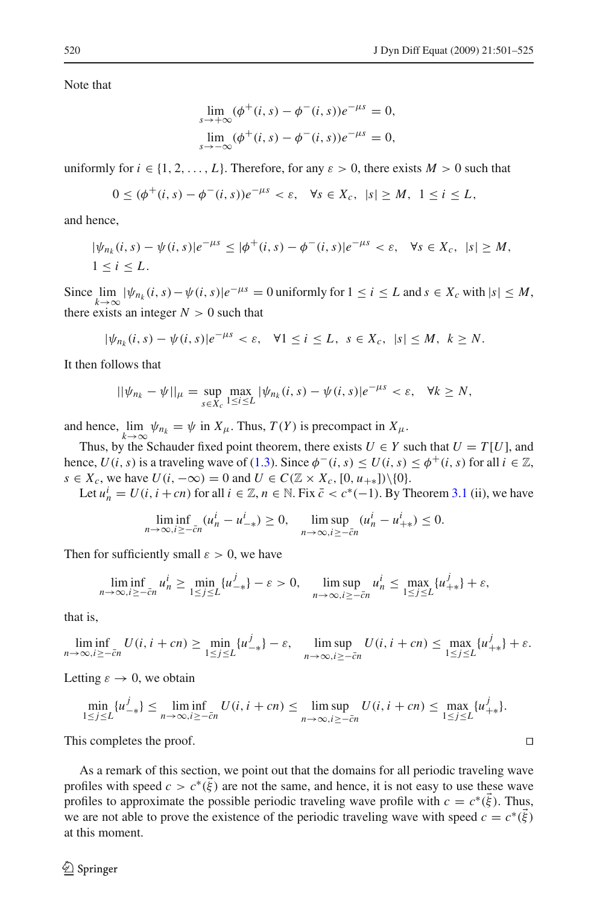Note that

$$\lim_{s\to+\infty}(\phi^+(i,s)-\phi^-(i,s))e^{-\mu s}=0,$$
$$\lim_{s\to-\infty}(\phi^+(i,s)-\phi^-(i,s))e^{-\mu s}=0,$$

uniformly for $i\in\{1,2,\ldots,L\}$. Therefore, for any $\varepsilon>0$, there exists $M>0$ such that

$$0\le(\phi^+(i,s)-\phi^-(i,s))e^{-\mu s}<\varepsilon,\quad \forall s\in X_c,\ |s|\ge M,\ 1\le i\le L,$$

and hence,

$$|\psi_{n_k}(i,s)-\psi(i,s)|e^{-\mu s}\le|\phi^+(i,s)-\phi^-(i,s)|e^{-\mu s}<\varepsilon,\quad \forall s\in X_c,\ |s|\ge M,$$
$$1\le i\le L.$$

Since $\lim_{k\to\infty}|\psi_{n_k}(i,s)-\psi(i,s)|e^{-\mu s}=0$ uniformly for $1\le i\le L$ and $s\in X_c$ with $|s|\le M$, there exists an integer $N>0$ such that

$$|\psi_{n_k}(i,s)-\psi(i,s)|e^{-\mu s}<\varepsilon,\quad \forall 1\le i\le L,\ s\in X_c,\ |s|\le M,\ k\ge N.$$

It then follows that

$$||\psi_{n_k}-\psi||_\mu=\sup_{s\in X_c}\max_{1\le i\le L}|\psi_{n_k}(i,s)-\psi(i,s)|e^{-\mu s}<\varepsilon,\quad \forall k\ge N,$$

and hence, $\lim_{k\to\infty}\psi_{n_k}=\psi$ in $X_\mu$. Thus, $T(Y)$ is precompact in $X_\mu$.

Thus, by the Schauder fixed point theorem, there exists $U\in Y$ such that $U=T[U]$, and hence, $U(i,s)$ is a traveling wave of (1.3). Since $\phi^-(i,s)\le U(i,s)\le\phi^+(i,s)$ for all $i\in\mathbb{Z}$, $s\in X_c$, we have $U(i,-\infty)=0$ and $U\in C(\mathbb{Z}\times X_c,[0,u_{+*}])\backslash\{0\}$.

Let $u_n^i=U(i,i+cn)$ for all $i\in\mathbb{Z}$, $n\in\mathbb{N}$. Fix $\bar{c}<c^*(-1)$. By Theorem 3.1 (ii), we have

$$\liminf_{n\to\infty,i\ge-\bar{c}n}(u_n^i-u_{-*}^i)\ge 0,\qquad \limsup_{n\to\infty,i\ge-\bar{c}n}(u_n^i-u_{+*}^i)\le 0.$$

Then for sufficiently small $\varepsilon>0$, we have

$$\liminf_{n\to\infty,i\ge-\bar{c}n}u_n^i\ge\min_{1\le j\le L}\{u_{-*}^j\}-\varepsilon>0,\qquad \limsup_{n\to\infty,i\ge-\bar{c}n}u_n^i\le\max_{1\le j\le L}\{u_{+*}^j\}+\varepsilon,$$

that is,

$$\liminf_{n\to\infty,i\ge-\bar{c}n}U(i,i+cn)\ge\min_{1\le j\le L}\{u_{-*}^j\}-\varepsilon,\qquad \limsup_{n\to\infty,i\ge-\bar{c}n}U(i,i+cn)\le\max_{1\le j\le L}\{u_{+*}^j\}+\varepsilon.$$

Letting $\varepsilon\to 0$, we obtain

$$\min_{1\le j\le L}\{u_{-*}^j\}\le\liminf_{n\to\infty,i\ge-\bar{c}n}U(i,i+cn)\le\limsup_{n\to\infty,i\ge-\bar{c}n}U(i,i+cn)\le\max_{1\le j\le L}\{u_{+*}^j\}.$$

This completes the proof. □

As a remark of this section, we point out that the domains for all periodic traveling wave profiles with speed $c>c^*(\vec{\xi})$ are not the same, and hence, it is not easy to use these wave profiles to approximate the possible periodic traveling wave profile with $c=c^*(\vec{\xi})$. Thus, we are not able to prove the existence of the periodic traveling wave with speed $c=c^*(\vec{\xi})$ at this moment.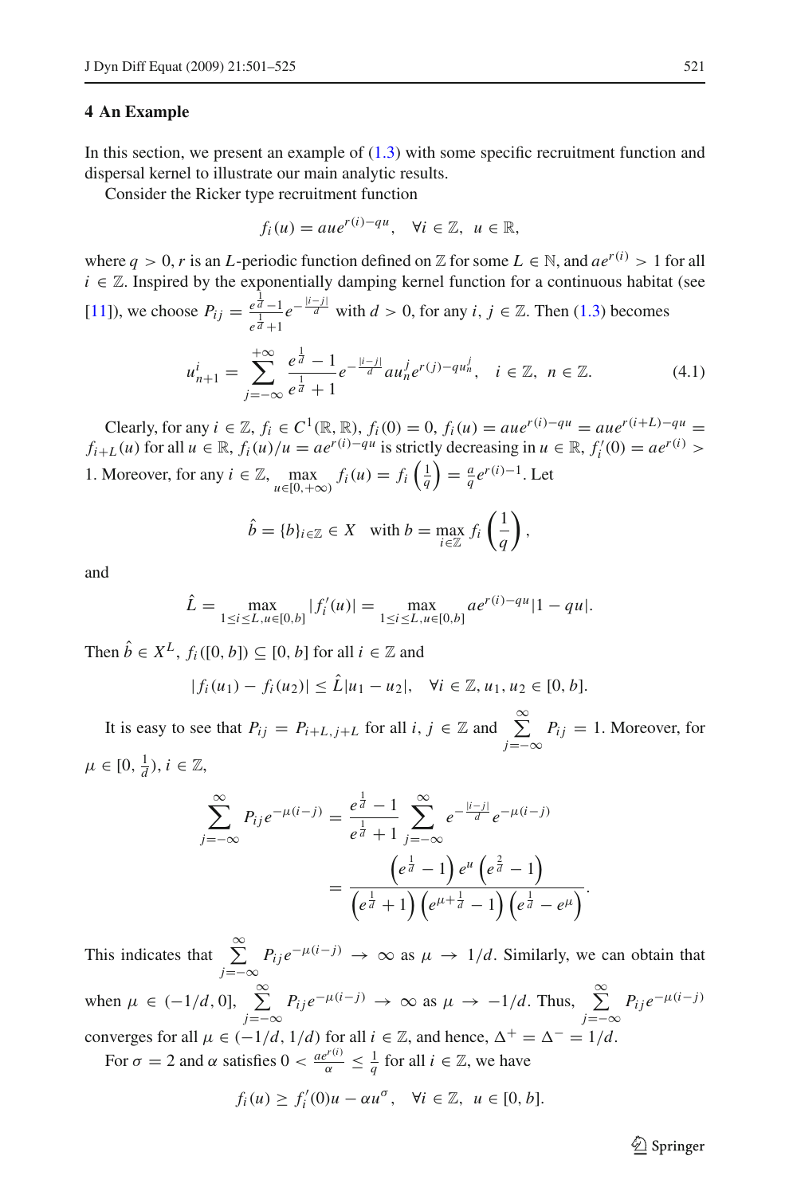## 4 An Example

In this section, we present an example of (1.3) with some specific recruitment function and dispersal kernel to illustrate our main analytic results.

Consider the Ricker type recruitment function

$$f_i(u) = aue^{r(i)-qu}, \quad \forall i \in \mathbb{Z}, \ u \in \mathbb{R},$$

where $q > 0$, $r$ is an $L$-periodic function defined on $\mathbb{Z}$ for some $L \in \mathbb{N}$, and $ae^{r(i)} > 1$ for all $i \in \mathbb{Z}$. Inspired by the exponentially damping kernel function for a continuous habitat (see [11]), we choose $P_{ij} = \frac{e^{\frac{1}{d}}-1}{e^{\frac{1}{d}}+1} e^{-\frac{|i-j|}{d}}$ with $d > 0$, for any $i, j \in \mathbb{Z}$. Then (1.3) becomes

$$u_{n+1}^i = \sum_{j=-\infty}^{+\infty} \frac{e^{\frac{1}{d}}-1}{e^{\frac{1}{d}}+1} e^{-\frac{|i-j|}{d}} a u_n^j e^{r(j)-qu_n^j}, \quad i \in \mathbb{Z}, \ n \in \mathbb{Z}. \tag{4.1}$$

Clearly, for any $i \in \mathbb{Z}$, $f_i \in C^1(\mathbb{R}, \mathbb{R})$, $f_i(0) = 0$, $f_i(u) = aue^{r(i)-qu} = aue^{r(i+L)-qu} = f_{i+L}(u)$ for all $u \in \mathbb{R}$, $f_i(u)/u = ae^{r(i)-qu}$ is strictly decreasing in $u \in \mathbb{R}$, $f_i'(0) = ae^{r(i)} > 1$. Moreover, for any $i \in \mathbb{Z}$, $\max\limits_{u\in[0,+\infty)} f_i(u) = f_i\left(\frac{1}{q}\right) = \frac{a}{q}e^{r(i)-1}$. Let

$$\hat{b} = \{b\}_{i\in\mathbb{Z}} \in X \quad \text{with } b = \max_{i\in\mathbb{Z}} f_i\left(\frac{1}{q}\right),$$

and

$$\hat{L} = \max_{1\le i\le L, u\in[0,b]} |f_i'(u)| = \max_{1\le i\le L, u\in[0,b]} ae^{r(i)-qu}|1-qu|.$$

Then $\hat{b} \in X^L$, $f_i([0, b]) \subseteq [0, b]$ for all $i \in \mathbb{Z}$ and

$$|f_i(u_1) - f_i(u_2)| \le \hat{L}|u_1 - u_2|, \quad \forall i \in \mathbb{Z}, u_1, u_2 \in [0, b].$$

It is easy to see that $P_{ij} = P_{i+L,j+L}$ for all $i, j \in \mathbb{Z}$ and $\sum\limits_{j=-\infty}^{\infty} P_{ij} = 1$. Moreover, for $\mu \in [0, \frac{1}{d})$, $i \in \mathbb{Z}$,

$$\begin{aligned}
\sum_{j=-\infty}^{\infty} P_{ij} e^{-\mu(i-j)} &= \frac{e^{\frac{1}{d}}-1}{e^{\frac{1}{d}}+1} \sum_{j=-\infty}^{\infty} e^{-\frac{|i-j|}{d}} e^{-\mu(i-j)} \\
&= \frac{\left(e^{\frac{1}{d}}-1\right) e^{\mu} \left(e^{\frac{2}{d}}-1\right)}{\left(e^{\frac{1}{d}}+1\right)\left(e^{\mu+\frac{1}{d}}-1\right)\left(e^{\frac{1}{d}}-e^{\mu}\right)}.
\end{aligned}$$

This indicates that $\sum\limits_{j=-\infty}^{\infty} P_{ij} e^{-\mu(i-j)} \to \infty$ as $\mu \to 1/d$. Similarly, we can obtain that when $\mu \in (-1/d, 0]$, $\sum\limits_{j=-\infty}^{\infty} P_{ij} e^{-\mu(i-j)} \to \infty$ as $\mu \to -1/d$. Thus, $\sum\limits_{j=-\infty}^{\infty} P_{ij} e^{-\mu(i-j)}$ converges for all $\mu \in (-1/d, 1/d)$ for all $i \in \mathbb{Z}$, and hence, $\Delta^+ = \Delta^- = 1/d$.

For $\sigma = 2$ and $\alpha$ satisfies $0 < \frac{ae^{r(i)}}{\alpha} \le \frac{1}{q}$ for all $i \in \mathbb{Z}$, we have

$$f_i(u) \ge f_i'(0)u - \alpha u^{\sigma}, \quad \forall i \in \mathbb{Z}, \ u \in [0, b].$$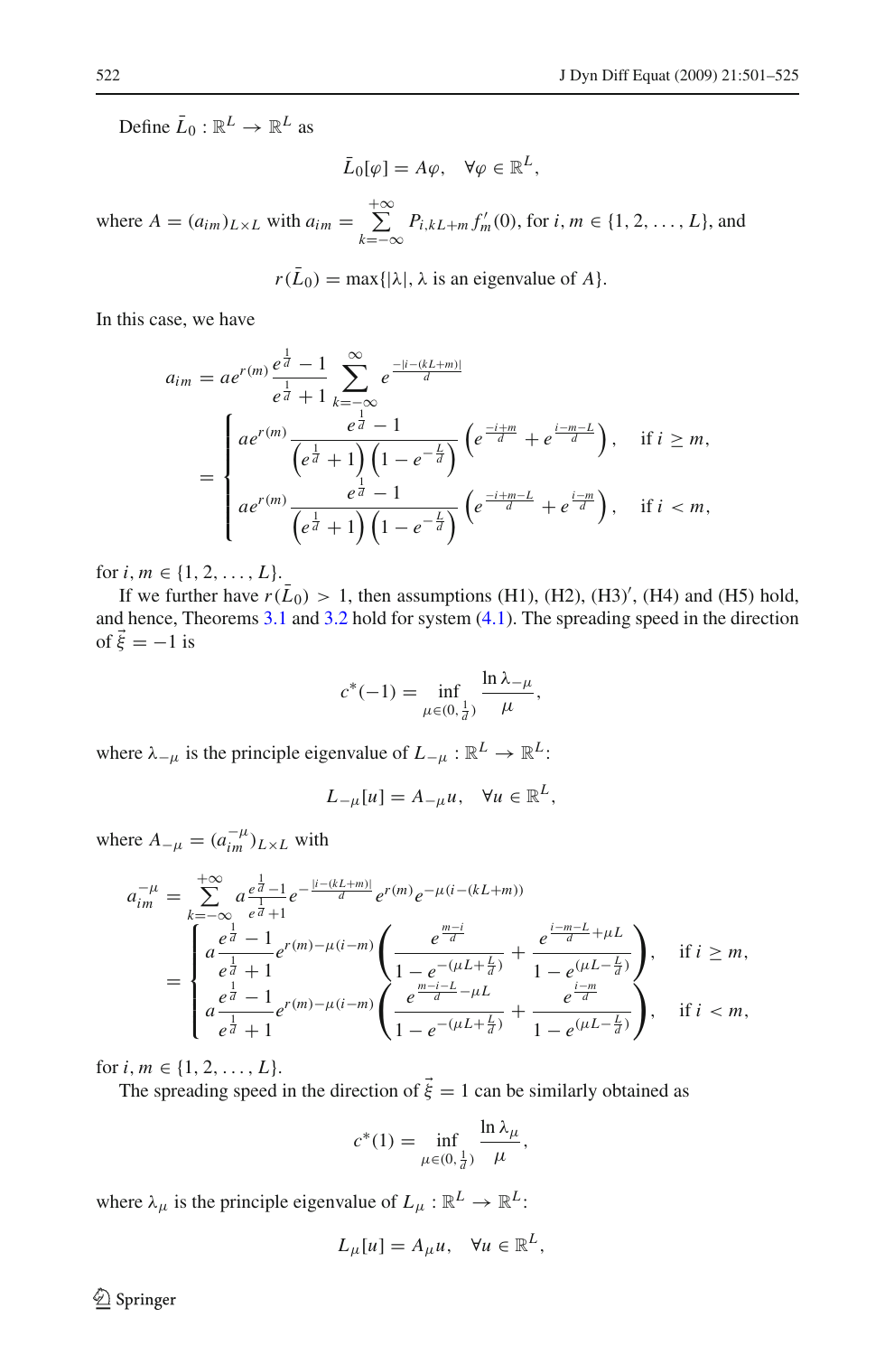Define $\bar{L}_0 : \mathbb{R}^L \to \mathbb{R}^L$ as

$$\bar{L}_0[\varphi] = A\varphi, \quad \forall \varphi \in \mathbb{R}^L,$$

where $A = (a_{im})_{L\times L}$ with $a_{im} = \sum_{k=-\infty}^{+\infty} P_{i,kL+m} f_m'(0)$, for $i, m \in \{1, 2, \ldots, L\}$, and

$$r(\bar{L}_0) = \max\{|\lambda|, \lambda \text{ is an eigenvalue of } A\}.$$

In this case, we have

$$
\begin{aligned}
a_{im} &= ae^{r(m)} \frac{e^{\frac{1}{d}} - 1}{e^{\frac{1}{d}} + 1} \sum_{k=-\infty}^{\infty} e^{\frac{-|i-(kL+m)|}{d}} \\
&= \begin{cases} ae^{r(m)} \dfrac{e^{\frac{1}{d}} - 1}{\left(e^{\frac{1}{d}} + 1\right)\left(1 - e^{-\frac{L}{d}}\right)} \left(e^{\frac{-i+m}{d}} + e^{\frac{i-m-L}{d}}\right), & \text{if } i \geq m, \\ ae^{r(m)} \dfrac{e^{\frac{1}{d}} - 1}{\left(e^{\frac{1}{d}} + 1\right)\left(1 - e^{-\frac{L}{d}}\right)} \left(e^{\frac{-i+m-L}{d}} + e^{\frac{i-m}{d}}\right), & \text{if } i < m, \end{cases}
\end{aligned}
$$

for $i, m \in \{1, 2, \ldots, L\}$.

If we further have $r(\bar{L}_0) > 1$, then assumptions (H1), (H2), (H3)$'$, (H4) and (H5) hold, and hence, Theorems 3.1 and 3.2 hold for system (4.1). The spreading speed in the direction of $\vec{\xi} = -1$ is

$$c^*(-1) = \inf_{\mu \in (0, \frac{1}{d})} \frac{\ln \lambda_{-\mu}}{\mu},$$

where $\lambda_{-\mu}$ is the principle eigenvalue of $L_{-\mu} : \mathbb{R}^L \to \mathbb{R}^L$:

$$L_{-\mu}[u] = A_{-\mu} u, \quad \forall u \in \mathbb{R}^L,$$

where $A_{-\mu} = (a_{im}^{-\mu})_{L\times L}$ with

$$
\begin{aligned}
a_{im}^{-\mu} &= \sum_{k=-\infty}^{+\infty} a \frac{e^{\frac{1}{d}} - 1}{e^{\frac{1}{d}} + 1} e^{-\frac{|i-(kL+m)|}{d}} e^{r(m)} e^{-\mu(i-(kL+m))} \\
&= \begin{cases} a \dfrac{e^{\frac{1}{d}} - 1}{e^{\frac{1}{d}} + 1} e^{r(m) - \mu(i-m)} \left( \dfrac{e^{\frac{m-i}{d}}}{1 - e^{-(\mu L + \frac{L}{d})}} + \dfrac{e^{\frac{i-m-L}{d} + \mu L}}{1 - e^{(\mu L - \frac{L}{d})}} \right), & \text{if } i \geq m, \\ a \dfrac{e^{\frac{1}{d}} - 1}{e^{\frac{1}{d}} + 1} e^{r(m) - \mu(i-m)} \left( \dfrac{e^{\frac{m-i-L}{d} - \mu L}}{1 - e^{-(\mu L + \frac{L}{d})}} + \dfrac{e^{\frac{i-m}{d}}}{1 - e^{(\mu L - \frac{L}{d})}} \right), & \text{if } i < m, \end{cases}
\end{aligned}
$$

for $i, m \in \{1, 2, \ldots, L\}$.

The spreading speed in the direction of $\vec{\xi} = 1$ can be similarly obtained as

$$c^*(1) = \inf_{\mu \in (0, \frac{1}{d})} \frac{\ln \lambda_{\mu}}{\mu},$$

where $\lambda_\mu$ is the principle eigenvalue of $L_\mu : \mathbb{R}^L \to \mathbb{R}^L$:

$$L_\mu[u] = A_\mu u, \quad \forall u \in \mathbb{R}^L,$$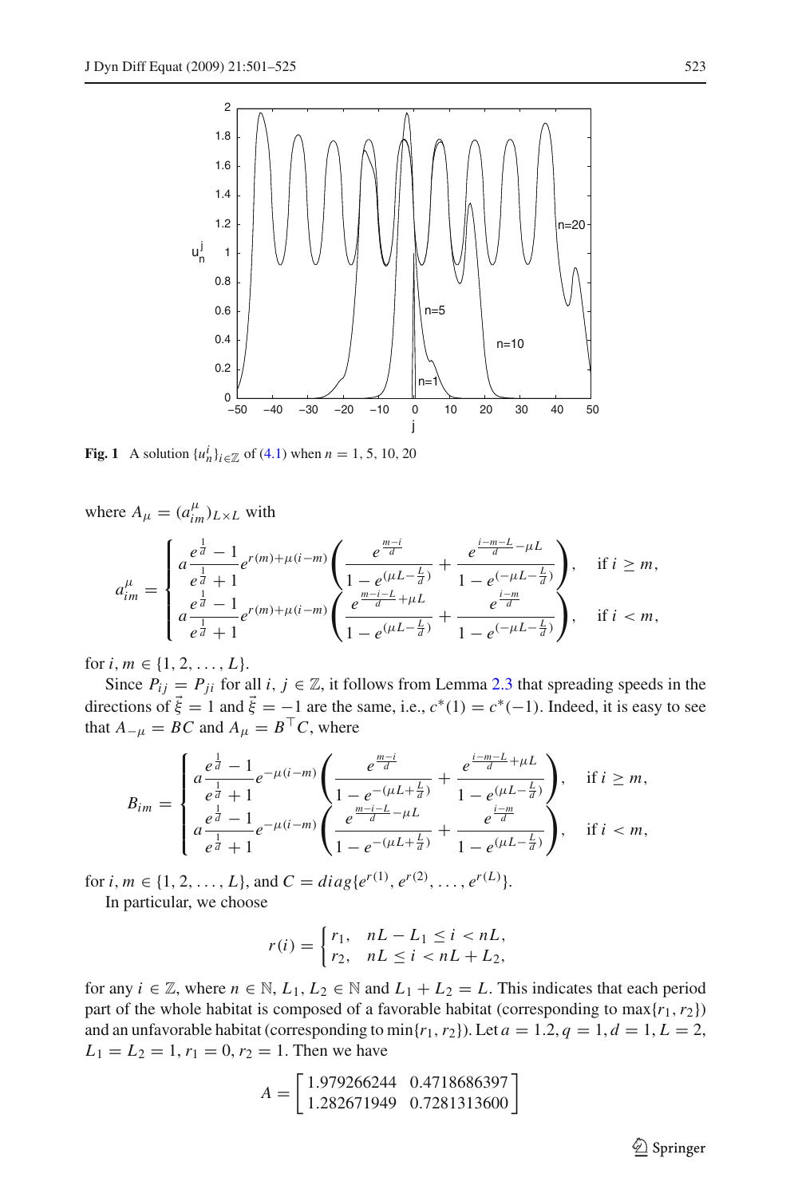**Fig. 1** A solution $\{u_n^i\}_{i\in\mathbb{Z}}$ of (4.1) when $n = 1, 5, 10, 20$

where $A_\mu = (a_{im}^\mu)_{L\times L}$ with

$$
a_{im}^\mu = \begin{cases} a\dfrac{e^{\frac{1}{d}}-1}{e^{\frac{1}{d}}+1}e^{r(m)+\mu(i-m)}\left(\dfrac{e^{\frac{m-i}{d}}}{1-e^{(\mu L-\frac{L}{d})}}+\dfrac{e^{\frac{i-m-L}{d}-\mu L}}{1-e^{(-\mu L-\frac{L}{d})}}\right), & \text{if } i \geq m,\\[2ex] a\dfrac{e^{\frac{1}{d}}-1}{e^{\frac{1}{d}}+1}e^{r(m)+\mu(i-m)}\left(\dfrac{e^{\frac{m-i-L}{d}+\mu L}}{1-e^{(\mu L-\frac{L}{d})}}+\dfrac{e^{\frac{i-m}{d}}}{1-e^{(-\mu L-\frac{L}{d})}}\right), & \text{if } i < m, \end{cases}
$$

for $i, m \in \{1, 2, \ldots, L\}$.

Since $P_{ij} = P_{ji}$ for all $i, j \in \mathbb{Z}$, it follows from Lemma 2.3 that spreading speeds in the directions of $\vec{\xi} = 1$ and $\vec{\xi} = -1$ are the same, i.e., $c^*(1) = c^*(-1)$. Indeed, it is easy to see that $A_{-\mu} = BC$ and $A_\mu = B^\top C$, where

$$
B_{im} = \begin{cases} a\dfrac{e^{\frac{1}{d}}-1}{e^{\frac{1}{d}}+1}e^{-\mu(i-m)}\left(\dfrac{e^{\frac{m-i}{d}}}{1-e^{-(\mu L+\frac{L}{d})}}+\dfrac{e^{\frac{i-m-L}{d}+\mu L}}{1-e^{(\mu L-\frac{L}{d})}}\right), & \text{if } i \geq m,\\[2ex] a\dfrac{e^{\frac{1}{d}}-1}{e^{\frac{1}{d}}+1}e^{-\mu(i-m)}\left(\dfrac{e^{\frac{m-i-L}{d}-\mu L}}{1-e^{-(\mu L+\frac{L}{d})}}+\dfrac{e^{\frac{i-m}{d}}}{1-e^{(\mu L-\frac{L}{d})}}\right), & \text{if } i < m, \end{cases}
$$

for $i, m \in \{1, 2, \ldots, L\}$, and $C = diag\{e^{r(1)}, e^{r(2)}, \ldots, e^{r(L)}\}$.

In particular, we choose

$$
r(i) = \begin{cases} r_1, & nL - L_1 \leq i < nL,\\ r_2, & nL \leq i < nL + L_2, \end{cases}
$$

for any $i \in \mathbb{Z}$, where $n \in \mathbb{N}$, $L_1, L_2 \in \mathbb{N}$ and $L_1 + L_2 = L$. This indicates that each period part of the whole habitat is composed of a favorable habitat (corresponding to $\max\{r_1, r_2\}$) and an unfavorable habitat (corresponding to $\min\{r_1, r_2\}$). Let $a = 1.2, q = 1, d = 1, L = 2$, $L_1 = L_2 = 1, r_1 = 0, r_2 = 1$. Then we have

$$
A = \begin{bmatrix} 1.979266244 & 0.4718686397 \\ 1.282671949 & 0.7281313600 \end{bmatrix}
$$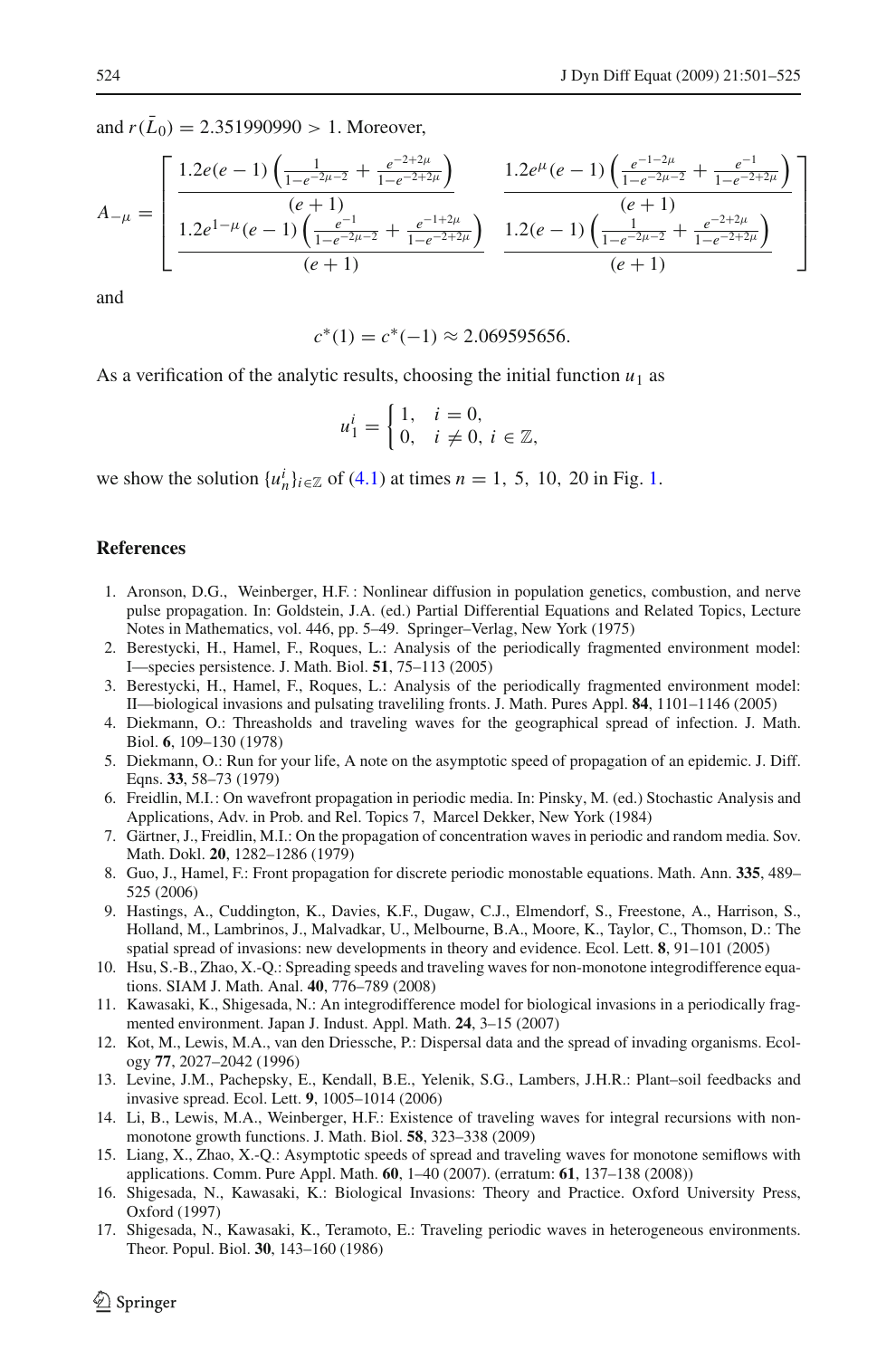and $r(\bar{L}_0) = 2.351990990 > 1$. Moreover,

$$A_{-\mu} = \begin{bmatrix} \dfrac{1.2e(e-1)\left(\frac{1}{1-e^{-2\mu-2}} + \frac{e^{-2+2\mu}}{1-e^{-2+2\mu}}\right)}{(e+1)} & \dfrac{1.2e^{\mu}(e-1)\left(\frac{e^{-1-2\mu}}{1-e^{-2\mu-2}} + \frac{e^{-1}}{1-e^{-2+2\mu}}\right)}{(e+1)} \\ \dfrac{1.2e^{1-\mu}(e-1)\left(\frac{e^{-1}}{1-e^{-2\mu-2}} + \frac{e^{-1+2\mu}}{1-e^{-2+2\mu}}\right)}{(e+1)} & \dfrac{1.2(e-1)\left(\frac{1}{1-e^{-2\mu-2}} + \frac{e^{-2+2\mu}}{1-e^{-2+2\mu}}\right)}{(e+1)} \end{bmatrix}$$

and

$$c^*(1) = c^*(-1) \approx 2.069595656.$$

As a verification of the analytic results, choosing the initial function $u_1$ as

$$u_1^i = \begin{cases} 1, & i = 0, \\ 0, & i \neq 0,\ i \in \mathbb{Z}, \end{cases}$$

we show the solution $\{u_n^i\}_{i\in\mathbb{Z}}$ of (4.1) at times $n = 1,\ 5,\ 10,\ 20$ in Fig. 1.

## References

1. Aronson, D.G., Weinberger, H.F.: Nonlinear diffusion in population genetics, combustion, and nerve pulse propagation. In: Goldstein, J.A. (ed.) Partial Differential Equations and Related Topics, Lecture Notes in Mathematics, vol. 446, pp. 5–49. Springer–Verlag, New York (1975)
2. Berestycki, H., Hamel, F., Roques, L.: Analysis of the periodically fragmented environment model: I—species persistence. J. Math. Biol. **51**, 75–113 (2005)
3. Berestycki, H., Hamel, F., Roques, L.: Analysis of the periodically fragmented environment model: II—biological invasions and pulsating traveliling fronts. J. Math. Pures Appl. **84**, 1101–1146 (2005)
4. Diekmann, O.: Threasholds and traveling waves for the geographical spread of infection. J. Math. Biol. **6**, 109–130 (1978)
5. Diekmann, O.: Run for your life, A note on the asymptotic speed of propagation of an epidemic. J. Diff. Eqns. **33**, 58–73 (1979)
6. Freidlin, M.I.: On wavefront propagation in periodic media. In: Pinsky, M. (ed.) Stochastic Analysis and Applications, Adv. in Prob. and Rel. Topics 7, Marcel Dekker, New York (1984)
7. Gärtner, J., Freidlin, M.I.: On the propagation of concentration waves in periodic and random media. Sov. Math. Dokl. **20**, 1282–1286 (1979)
8. Guo, J., Hamel, F.: Front propagation for discrete periodic monostable equations. Math. Ann. **335**, 489–525 (2006)
9. Hastings, A., Cuddington, K., Davies, K.F., Dugaw, C.J., Elmendorf, S., Freestone, A., Harrison, S., Holland, M., Lambrinos, J., Malvadkar, U., Melbourne, B.A., Moore, K., Taylor, C., Thomson, D.: The spatial spread of invasions: new developments in theory and evidence. Ecol. Lett. **8**, 91–101 (2005)
10. Hsu, S.-B., Zhao, X.-Q.: Spreading speeds and traveling waves for non-monotone integrodifference equations. SIAM J. Math. Anal. **40**, 776–789 (2008)
11. Kawasaki, K., Shigesada, N.: An integrodifference model for biological invasions in a periodically fragmented environment. Japan J. Indust. Appl. Math. **24**, 3–15 (2007)
12. Kot, M., Lewis, M.A., van den Driessche, P.: Dispersal data and the spread of invading organisms. Ecology **77**, 2027–2042 (1996)
13. Levine, J.M., Pachepsky, E., Kendall, B.E., Yelenik, S.G., Lambers, J.H.R.: Plant–soil feedbacks and invasive spread. Ecol. Lett. **9**, 1005–1014 (2006)
14. Li, B., Lewis, M.A., Weinberger, H.F.: Existence of traveling waves for integral recursions with nonmonotone growth functions. J. Math. Biol. **58**, 323–338 (2009)
15. Liang, X., Zhao, X.-Q.: Asymptotic speeds of spread and traveling waves for monotone semiflows with applications. Comm. Pure Appl. Math. **60**, 1–40 (2007). (erratum: **61**, 137–138 (2008))
16. Shigesada, N., Kawasaki, K.: Biological Invasions: Theory and Practice. Oxford University Press, Oxford (1997)
17. Shigesada, N., Kawasaki, K., Teramoto, E.: Traveling periodic waves in heterogeneous environments. Theor. Popul. Biol. **30**, 143–160 (1986)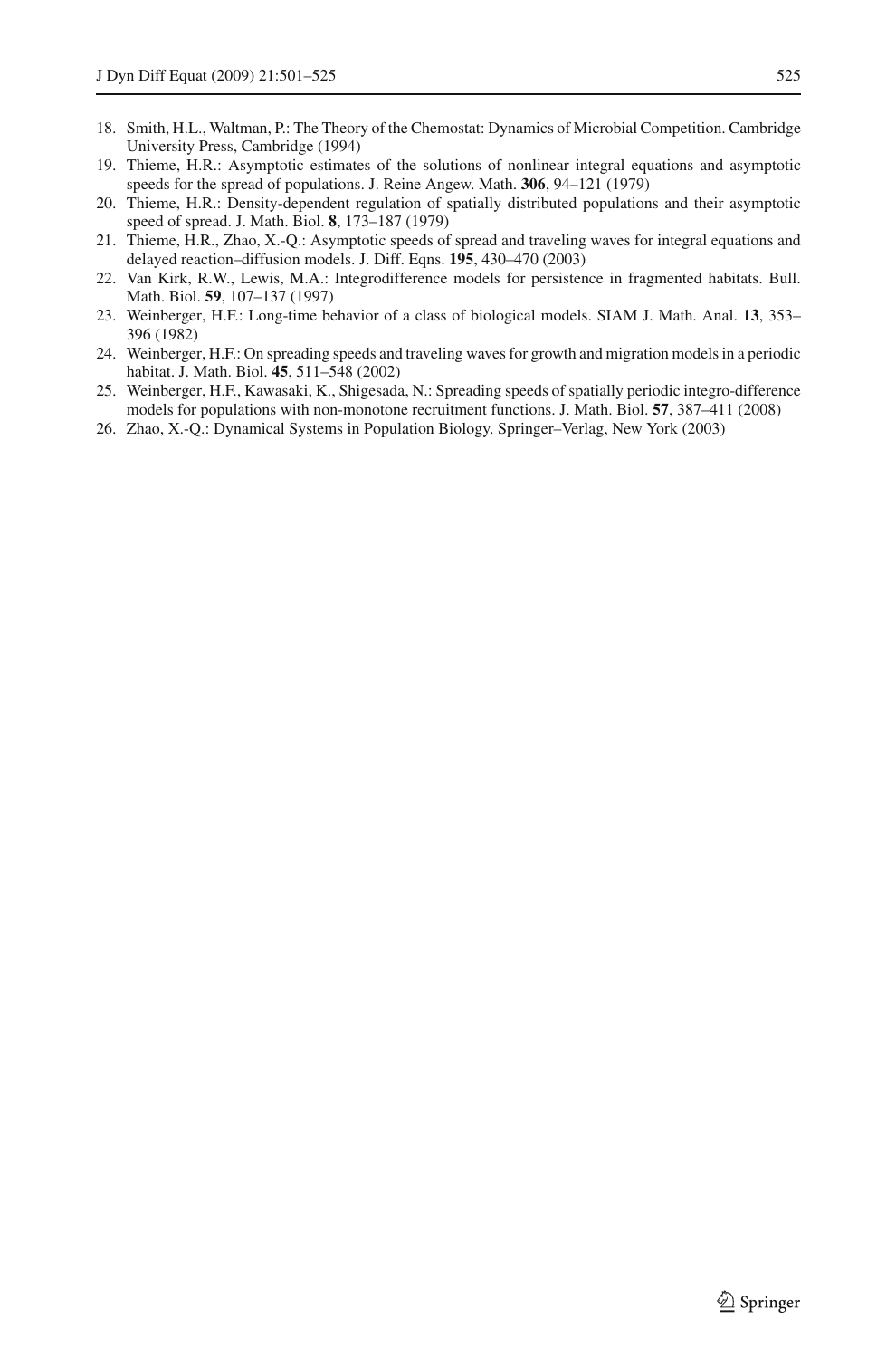18. Smith, H.L., Waltman, P.: The Theory of the Chemostat: Dynamics of Microbial Competition. Cambridge University Press, Cambridge (1994)
19. Thieme, H.R.: Asymptotic estimates of the solutions of nonlinear integral equations and asymptotic speeds for the spread of populations. J. Reine Angew. Math. **306**, 94–121 (1979)
20. Thieme, H.R.: Density-dependent regulation of spatially distributed populations and their asymptotic speed of spread. J. Math. Biol. **8**, 173–187 (1979)
21. Thieme, H.R., Zhao, X.-Q.: Asymptotic speeds of spread and traveling waves for integral equations and delayed reaction–diffusion models. J. Diff. Eqns. **195**, 430–470 (2003)
22. Van Kirk, R.W., Lewis, M.A.: Integrodifference models for persistence in fragmented habitats. Bull. Math. Biol. **59**, 107–137 (1997)
23. Weinberger, H.F.: Long-time behavior of a class of biological models. SIAM J. Math. Anal. **13**, 353–396 (1982)
24. Weinberger, H.F.: On spreading speeds and traveling waves for growth and migration models in a periodic habitat. J. Math. Biol. **45**, 511–548 (2002)
25. Weinberger, H.F., Kawasaki, K., Shigesada, N.: Spreading speeds of spatially periodic integro-difference models for populations with non-monotone recruitment functions. J. Math. Biol. **57**, 387–411 (2008)
26. Zhao, X.-Q.: Dynamical Systems in Population Biology. Springer–Verlag, New York (2003)